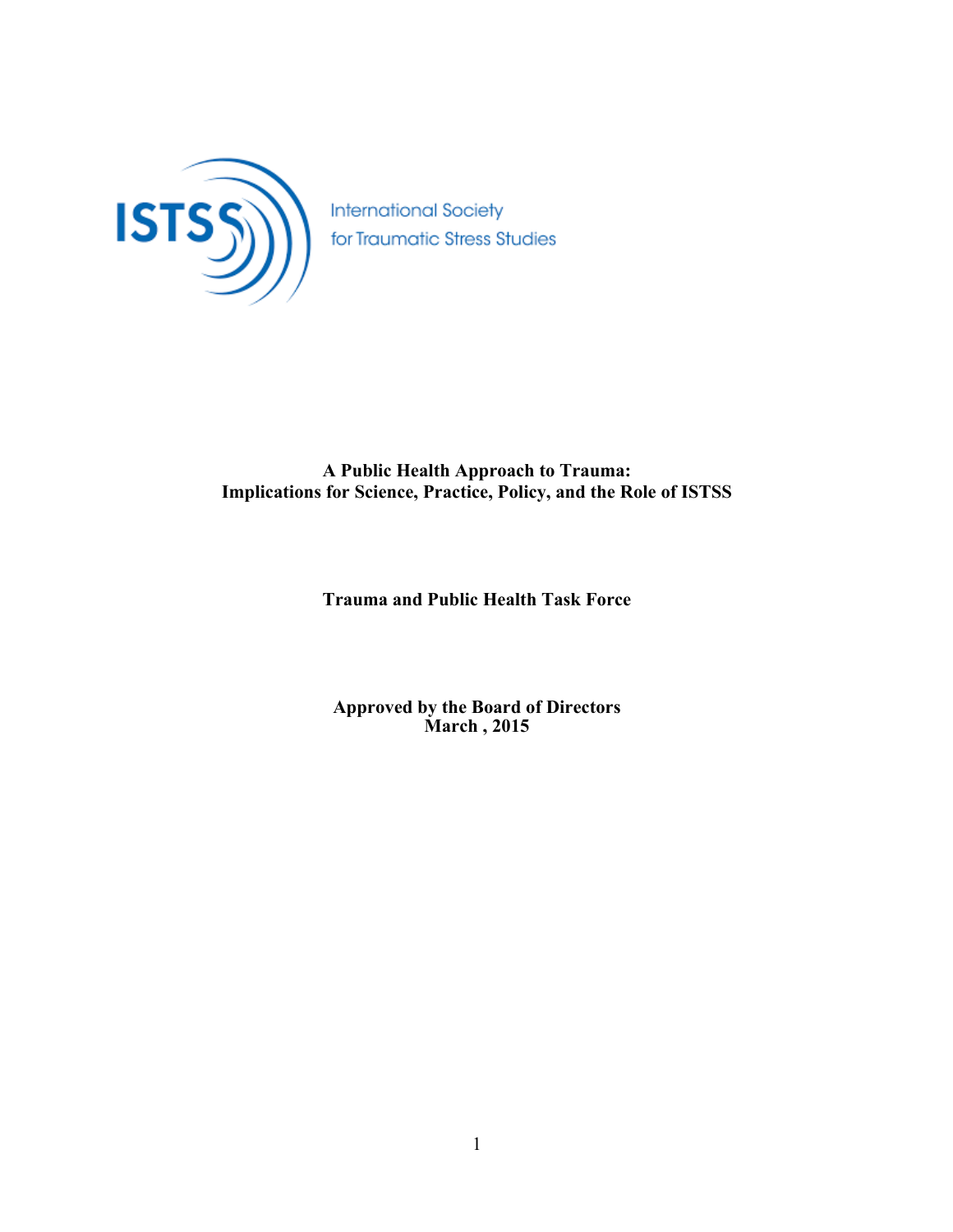ISTSS

International Society for Traumatic Stress Studies

# A Public Health Approach to Trauma: Implications for Science, Practice, Policy, and the Role of ISTSS

**Trauma and Public Health Task Force**

**Approved by the Board of Directors**
**March , 2015**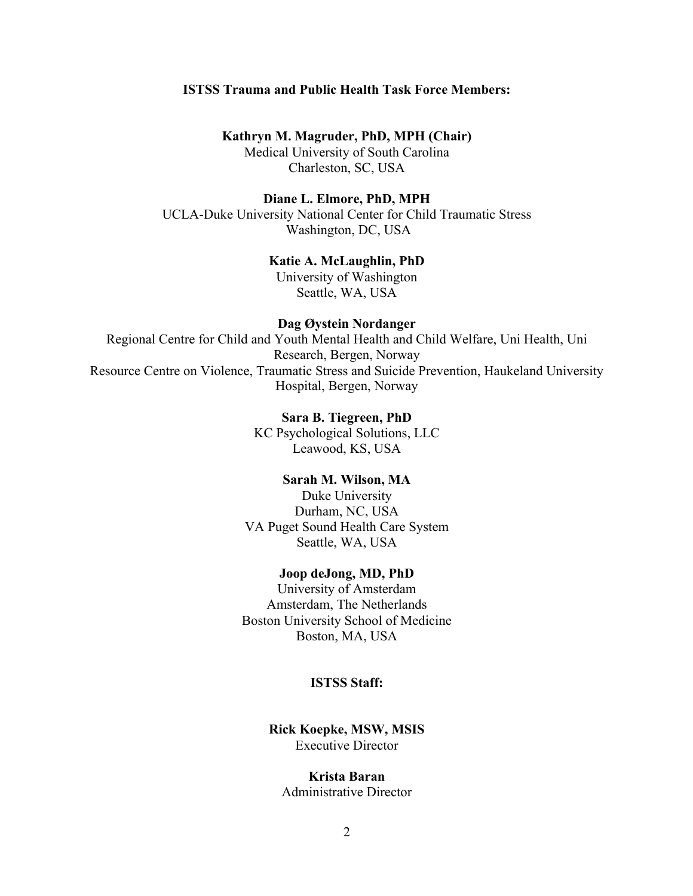**ISTSS Trauma and Public Health Task Force Members:**

**Kathryn M. Magruder, PhD, MPH (Chair)**
Medical University of South Carolina
Charleston, SC, USA

**Diane L. Elmore, PhD, MPH**
UCLA-Duke University National Center for Child Traumatic Stress
Washington, DC, USA

**Katie A. McLaughlin, PhD**
University of Washington
Seattle, WA, USA

**Dag Øystein Nordanger**
Regional Centre for Child and Youth Mental Health and Child Welfare, Uni Health, Uni Research, Bergen, Norway
Resource Centre on Violence, Traumatic Stress and Suicide Prevention, Haukeland University Hospital, Bergen, Norway

**Sara B. Tiegreen, PhD**
KC Psychological Solutions, LLC
Leawood, KS, USA

**Sarah M. Wilson, MA**
Duke University
Durham, NC, USA
VA Puget Sound Health Care System
Seattle, WA, USA

**Joop deJong, MD, PhD**
University of Amsterdam
Amsterdam, The Netherlands
Boston University School of Medicine
Boston, MA, USA

**ISTSS Staff:**

**Rick Koepke, MSW, MSIS**
Executive Director

**Krista Baran**
Administrative Director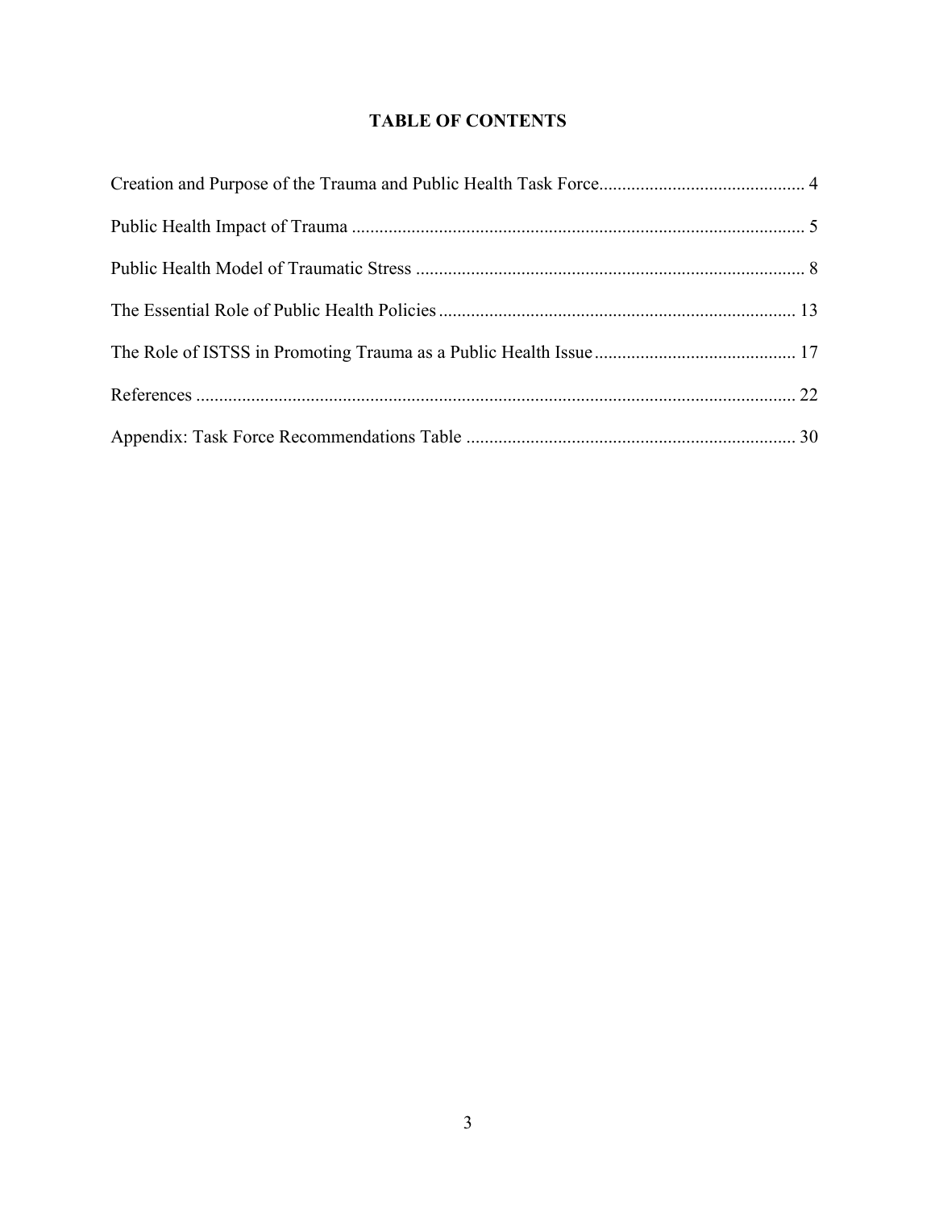# TABLE OF CONTENTS

Creation and Purpose of the Trauma and Public Health Task Force............................................ 4

Public Health Impact of Trauma .................................................................................................. 5

Public Health Model of Traumatic Stress .................................................................................... 8

The Essential Role of Public Health Policies ............................................................................. 13

The Role of ISTSS in Promoting Trauma as a Public Health Issue ............................................ 17

References .................................................................................................................................. 22

Appendix: Task Force Recommendations Table ....................................................................... 30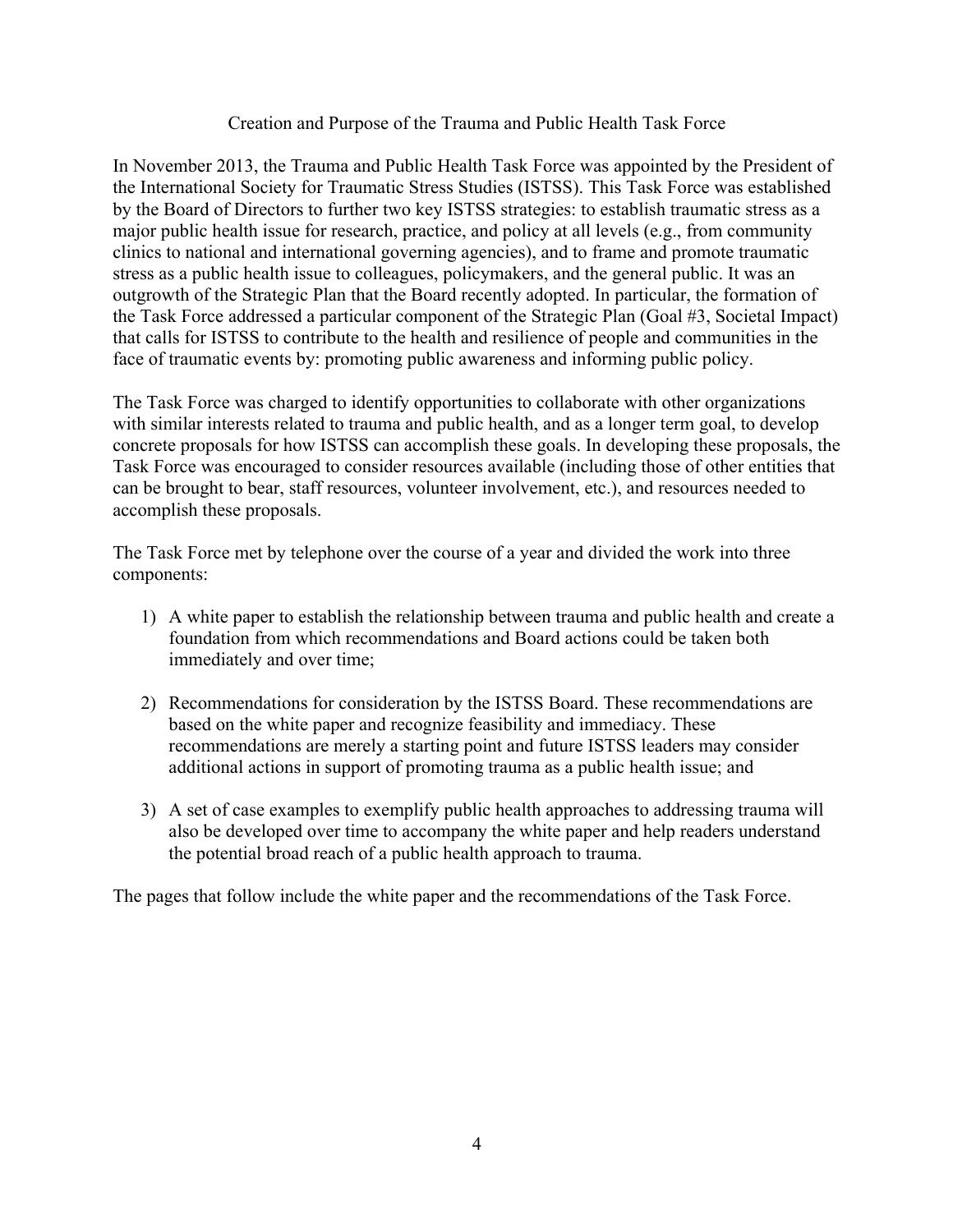## Creation and Purpose of the Trauma and Public Health Task Force

In November 2013, the Trauma and Public Health Task Force was appointed by the President of the International Society for Traumatic Stress Studies (ISTSS). This Task Force was established by the Board of Directors to further two key ISTSS strategies: to establish traumatic stress as a major public health issue for research, practice, and policy at all levels (e.g., from community clinics to national and international governing agencies), and to frame and promote traumatic stress as a public health issue to colleagues, policymakers, and the general public. It was an outgrowth of the Strategic Plan that the Board recently adopted. In particular, the formation of the Task Force addressed a particular component of the Strategic Plan (Goal #3, Societal Impact) that calls for ISTSS to contribute to the health and resilience of people and communities in the face of traumatic events by: promoting public awareness and informing public policy.

The Task Force was charged to identify opportunities to collaborate with other organizations with similar interests related to trauma and public health, and as a longer term goal, to develop concrete proposals for how ISTSS can accomplish these goals. In developing these proposals, the Task Force was encouraged to consider resources available (including those of other entities that can be brought to bear, staff resources, volunteer involvement, etc.), and resources needed to accomplish these proposals.

The Task Force met by telephone over the course of a year and divided the work into three components:

1) A white paper to establish the relationship between trauma and public health and create a foundation from which recommendations and Board actions could be taken both immediately and over time;

2) Recommendations for consideration by the ISTSS Board. These recommendations are based on the white paper and recognize feasibility and immediacy. These recommendations are merely a starting point and future ISTSS leaders may consider additional actions in support of promoting trauma as a public health issue; and

3) A set of case examples to exemplify public health approaches to addressing trauma will also be developed over time to accompany the white paper and help readers understand the potential broad reach of a public health approach to trauma.

The pages that follow include the white paper and the recommendations of the Task Force.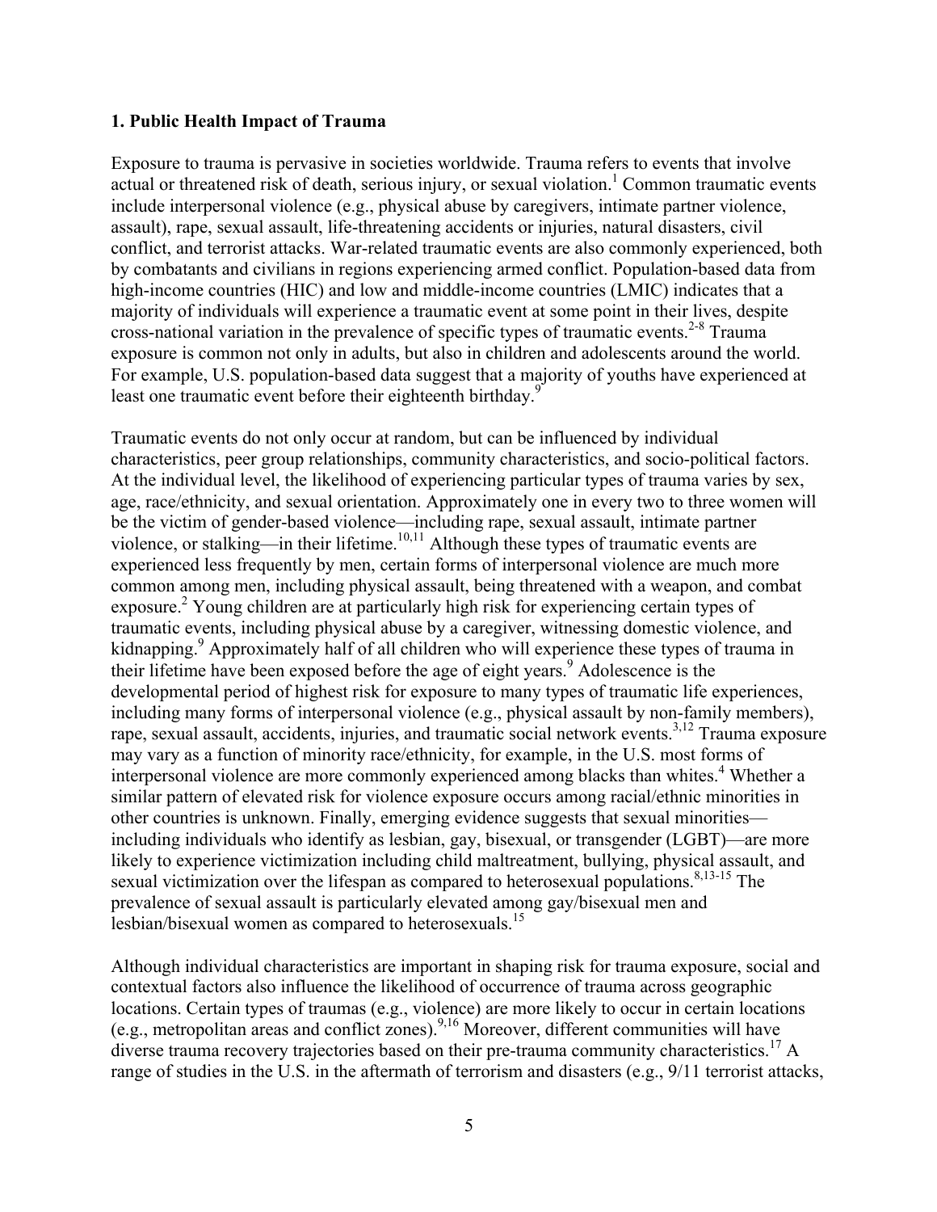### 1. Public Health Impact of Trauma

Exposure to trauma is pervasive in societies worldwide. Trauma refers to events that involve actual or threatened risk of death, serious injury, or sexual violation.[1] Common traumatic events include interpersonal violence (e.g., physical abuse by caregivers, intimate partner violence, assault), rape, sexual assault, life-threatening accidents or injuries, natural disasters, civil conflict, and terrorist attacks. War-related traumatic events are also commonly experienced, both by combatants and civilians in regions experiencing armed conflict. Population-based data from high-income countries (HIC) and low and middle-income countries (LMIC) indicates that a majority of individuals will experience a traumatic event at some point in their lives, despite cross-national variation in the prevalence of specific types of traumatic events.[2-8] Trauma exposure is common not only in adults, but also in children and adolescents around the world. For example, U.S. population-based data suggest that a majority of youths have experienced at least one traumatic event before their eighteenth birthday.[9]

Traumatic events do not only occur at random, but can be influenced by individual characteristics, peer group relationships, community characteristics, and socio-political factors. At the individual level, the likelihood of experiencing particular types of trauma varies by sex, age, race/ethnicity, and sexual orientation. Approximately one in every two to three women will be the victim of gender-based violence—including rape, sexual assault, intimate partner violence, or stalking—in their lifetime.[10,11] Although these types of traumatic events are experienced less frequently by men, certain forms of interpersonal violence are much more common among men, including physical assault, being threatened with a weapon, and combat exposure.[2] Young children are at particularly high risk for experiencing certain types of traumatic events, including physical abuse by a caregiver, witnessing domestic violence, and kidnapping.[9] Approximately half of all children who will experience these types of trauma in their lifetime have been exposed before the age of eight years.[9] Adolescence is the developmental period of highest risk for exposure to many types of traumatic life experiences, including many forms of interpersonal violence (e.g., physical assault by non-family members), rape, sexual assault, accidents, injuries, and traumatic social network events.[3,12] Trauma exposure may vary as a function of minority race/ethnicity, for example, in the U.S. most forms of interpersonal violence are more commonly experienced among blacks than whites.[4] Whether a similar pattern of elevated risk for violence exposure occurs among racial/ethnic minorities in other countries is unknown. Finally, emerging evidence suggests that sexual minorities—including individuals who identify as lesbian, gay, bisexual, or transgender (LGBT)—are more likely to experience victimization including child maltreatment, bullying, physical assault, and sexual victimization over the lifespan as compared to heterosexual populations.[8,13-15] The prevalence of sexual assault is particularly elevated among gay/bisexual men and lesbian/bisexual women as compared to heterosexuals.[15]

Although individual characteristics are important in shaping risk for trauma exposure, social and contextual factors also influence the likelihood of occurrence of trauma across geographic locations. Certain types of traumas (e.g., violence) are more likely to occur in certain locations (e.g., metropolitan areas and conflict zones).[9,16] Moreover, different communities will have diverse trauma recovery trajectories based on their pre-trauma community characteristics.[17] A range of studies in the U.S. in the aftermath of terrorism and disasters (e.g., 9/11 terrorist attacks,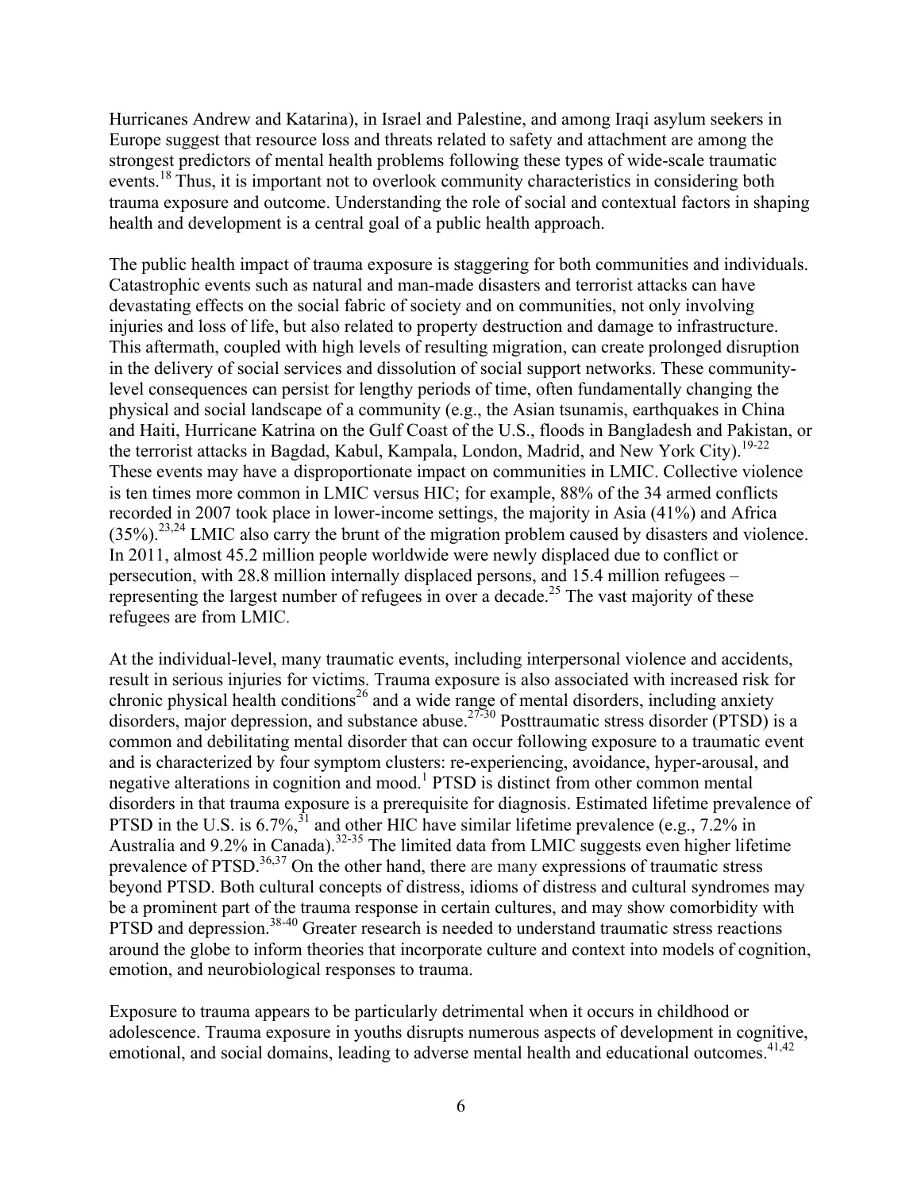Hurricanes Andrew and Katarina), in Israel and Palestine, and among Iraqi asylum seekers in Europe suggest that resource loss and threats related to safety and attachment are among the strongest predictors of mental health problems following these types of wide-scale traumatic events.[18] Thus, it is important not to overlook community characteristics in considering both trauma exposure and outcome. Understanding the role of social and contextual factors in shaping health and development is a central goal of a public health approach.

The public health impact of trauma exposure is staggering for both communities and individuals. Catastrophic events such as natural and man-made disasters and terrorist attacks can have devastating effects on the social fabric of society and on communities, not only involving injuries and loss of life, but also related to property destruction and damage to infrastructure. This aftermath, coupled with high levels of resulting migration, can create prolonged disruption in the delivery of social services and dissolution of social support networks. These community-level consequences can persist for lengthy periods of time, often fundamentally changing the physical and social landscape of a community (e.g., the Asian tsunamis, earthquakes in China and Haiti, Hurricane Katrina on the Gulf Coast of the U.S., floods in Bangladesh and Pakistan, or the terrorist attacks in Bagdad, Kabul, Kampala, London, Madrid, and New York City).[19-22] These events may have a disproportionate impact on communities in LMIC. Collective violence is ten times more common in LMIC versus HIC; for example, 88% of the 34 armed conflicts recorded in 2007 took place in lower-income settings, the majority in Asia (41%) and Africa (35%).[23,24] LMIC also carry the brunt of the migration problem caused by disasters and violence. In 2011, almost 45.2 million people worldwide were newly displaced due to conflict or persecution, with 28.8 million internally displaced persons, and 15.4 million refugees – representing the largest number of refugees in over a decade.[25] The vast majority of these refugees are from LMIC.

At the individual-level, many traumatic events, including interpersonal violence and accidents, result in serious injuries for victims. Trauma exposure is also associated with increased risk for chronic physical health conditions[26] and a wide range of mental disorders, including anxiety disorders, major depression, and substance abuse.[27-30] Posttraumatic stress disorder (PTSD) is a common and debilitating mental disorder that can occur following exposure to a traumatic event and is characterized by four symptom clusters: re-experiencing, avoidance, hyper-arousal, and negative alterations in cognition and mood.[1] PTSD is distinct from other common mental disorders in that trauma exposure is a prerequisite for diagnosis. Estimated lifetime prevalence of PTSD in the U.S. is 6.7%,[31] and other HIC have similar lifetime prevalence (e.g., 7.2% in Australia and 9.2% in Canada).[32-35] The limited data from LMIC suggests even higher lifetime prevalence of PTSD.[36,37] On the other hand, there are many expressions of traumatic stress beyond PTSD. Both cultural concepts of distress, idioms of distress and cultural syndromes may be a prominent part of the trauma response in certain cultures, and may show comorbidity with PTSD and depression.[38-40] Greater research is needed to understand traumatic stress reactions around the globe to inform theories that incorporate culture and context into models of cognition, emotion, and neurobiological responses to trauma.

Exposure to trauma appears to be particularly detrimental when it occurs in childhood or adolescence. Trauma exposure in youths disrupts numerous aspects of development in cognitive, emotional, and social domains, leading to adverse mental health and educational outcomes.[41,42]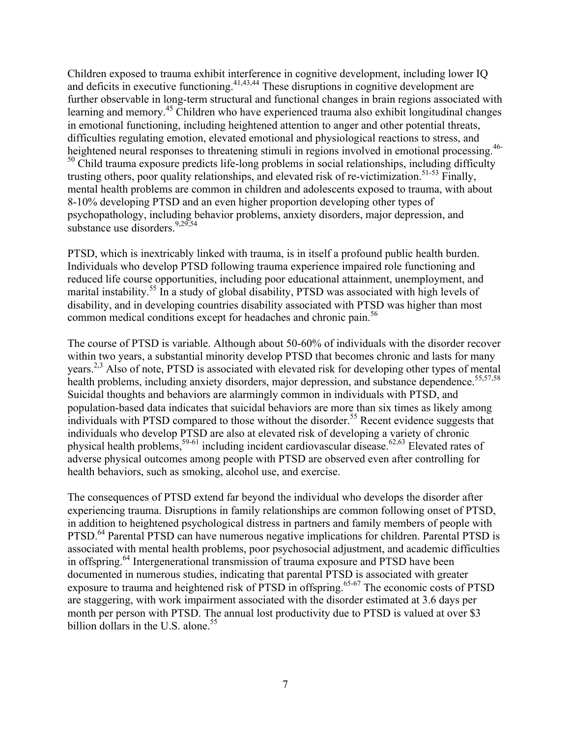Children exposed to trauma exhibit interference in cognitive development, including lower IQ and deficits in executive functioning.[41,43,44] These disruptions in cognitive development are further observable in long-term structural and functional changes in brain regions associated with learning and memory.[45] Children who have experienced trauma also exhibit longitudinal changes in emotional functioning, including heightened attention to anger and other potential threats, difficulties regulating emotion, elevated emotional and physiological reactions to stress, and heightened neural responses to threatening stimuli in regions involved in emotional processing.[46-50] Child trauma exposure predicts life-long problems in social relationships, including difficulty trusting others, poor quality relationships, and elevated risk of re-victimization.[51-53] Finally, mental health problems are common in children and adolescents exposed to trauma, with about 8-10% developing PTSD and an even higher proportion developing other types of psychopathology, including behavior problems, anxiety disorders, major depression, and substance use disorders.[9,29,54]

PTSD, which is inextricably linked with trauma, is in itself a profound public health burden. Individuals who develop PTSD following trauma experience impaired role functioning and reduced life course opportunities, including poor educational attainment, unemployment, and marital instability.[55] In a study of global disability, PTSD was associated with high levels of disability, and in developing countries disability associated with PTSD was higher than most common medical conditions except for headaches and chronic pain.[56]

The course of PTSD is variable. Although about 50-60% of individuals with the disorder recover within two years, a substantial minority develop PTSD that becomes chronic and lasts for many years.[2,3] Also of note, PTSD is associated with elevated risk for developing other types of mental health problems, including anxiety disorders, major depression, and substance dependence.[55,57,58] Suicidal thoughts and behaviors are alarmingly common in individuals with PTSD, and population-based data indicates that suicidal behaviors are more than six times as likely among individuals with PTSD compared to those without the disorder.[55] Recent evidence suggests that individuals who develop PTSD are also at elevated risk of developing a variety of chronic physical health problems,[59-61] including incident cardiovascular disease.[62,63] Elevated rates of adverse physical outcomes among people with PTSD are observed even after controlling for health behaviors, such as smoking, alcohol use, and exercise.

The consequences of PTSD extend far beyond the individual who develops the disorder after experiencing trauma. Disruptions in family relationships are common following onset of PTSD, in addition to heightened psychological distress in partners and family members of people with PTSD.[64] Parental PTSD can have numerous negative implications for children. Parental PTSD is associated with mental health problems, poor psychosocial adjustment, and academic difficulties in offspring.[64] Intergenerational transmission of trauma exposure and PTSD have been documented in numerous studies, indicating that parental PTSD is associated with greater exposure to trauma and heightened risk of PTSD in offspring.[65-67] The economic costs of PTSD are staggering, with work impairment associated with the disorder estimated at 3.6 days per month per person with PTSD. The annual lost productivity due to PTSD is valued at over $3 billion dollars in the U.S. alone.[55]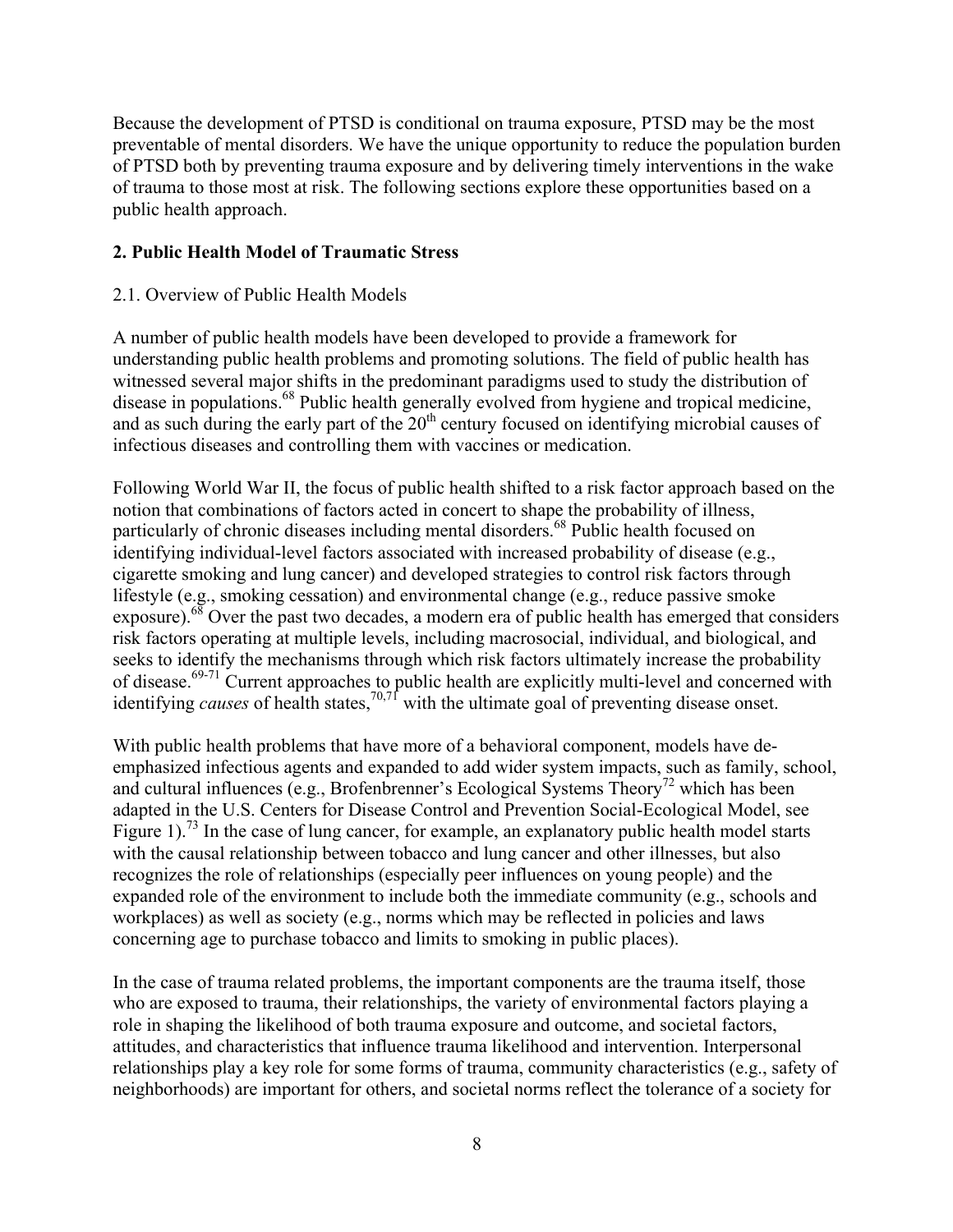Because the development of PTSD is conditional on trauma exposure, PTSD may be the most preventable of mental disorders. We have the unique opportunity to reduce the population burden of PTSD both by preventing trauma exposure and by delivering timely interventions in the wake of trauma to those most at risk. The following sections explore these opportunities based on a public health approach.

## 2. Public Health Model of Traumatic Stress

### 2.1. Overview of Public Health Models

A number of public health models have been developed to provide a framework for understanding public health problems and promoting solutions. The field of public health has witnessed several major shifts in the predominant paradigms used to study the distribution of disease in populations.[68] Public health generally evolved from hygiene and tropical medicine, and as such during the early part of the 20th century focused on identifying microbial causes of infectious diseases and controlling them with vaccines or medication.

Following World War II, the focus of public health shifted to a risk factor approach based on the notion that combinations of factors acted in concert to shape the probability of illness, particularly of chronic diseases including mental disorders.[68] Public health focused on identifying individual-level factors associated with increased probability of disease (e.g., cigarette smoking and lung cancer) and developed strategies to control risk factors through lifestyle (e.g., smoking cessation) and environmental change (e.g., reduce passive smoke exposure).[68] Over the past two decades, a modern era of public health has emerged that considers risk factors operating at multiple levels, including macrosocial, individual, and biological, and seeks to identify the mechanisms through which risk factors ultimately increase the probability of disease.[69-71] Current approaches to public health are explicitly multi-level and concerned with identifying *causes* of health states,[70,71] with the ultimate goal of preventing disease onset.

With public health problems that have more of a behavioral component, models have de-emphasized infectious agents and expanded to add wider system impacts, such as family, school, and cultural influences (e.g., Brofenbrenner's Ecological Systems Theory[72] which has been adapted in the U.S. Centers for Disease Control and Prevention Social-Ecological Model, see Figure 1).[73] In the case of lung cancer, for example, an explanatory public health model starts with the causal relationship between tobacco and lung cancer and other illnesses, but also recognizes the role of relationships (especially peer influences on young people) and the expanded role of the environment to include both the immediate community (e.g., schools and workplaces) as well as society (e.g., norms which may be reflected in policies and laws concerning age to purchase tobacco and limits to smoking in public places).

In the case of trauma related problems, the important components are the trauma itself, those who are exposed to trauma, their relationships, the variety of environmental factors playing a role in shaping the likelihood of both trauma exposure and outcome, and societal factors, attitudes, and characteristics that influence trauma likelihood and intervention. Interpersonal relationships play a key role for some forms of trauma, community characteristics (e.g., safety of neighborhoods) are important for others, and societal norms reflect the tolerance of a society for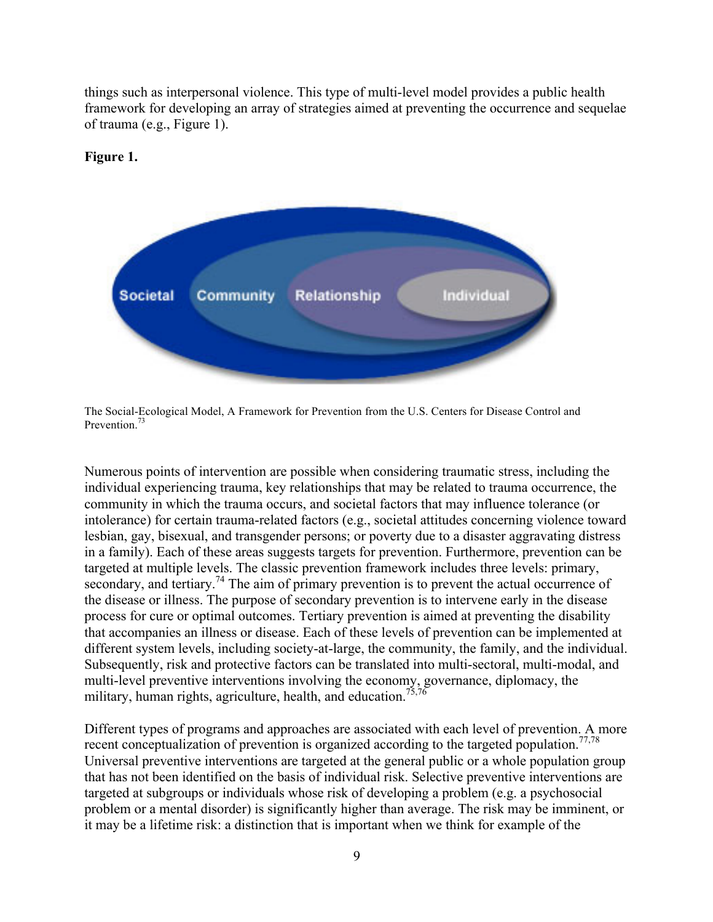things such as interpersonal violence. This type of multi-level model provides a public health framework for developing an array of strategies aimed at preventing the occurrence and sequelae of trauma (e.g., Figure 1).

**Figure 1.**

Societal Community Relationship Individual

The Social-Ecological Model, A Framework for Prevention from the U.S. Centers for Disease Control and Prevention.[73]

Numerous points of intervention are possible when considering traumatic stress, including the individual experiencing trauma, key relationships that may be related to trauma occurrence, the community in which the trauma occurs, and societal factors that may influence tolerance (or intolerance) for certain trauma-related factors (e.g., societal attitudes concerning violence toward lesbian, gay, bisexual, and transgender persons; or poverty due to a disaster aggravating distress in a family). Each of these areas suggests targets for prevention. Furthermore, prevention can be targeted at multiple levels. The classic prevention framework includes three levels: primary, secondary, and tertiary.[74] The aim of primary prevention is to prevent the actual occurrence of the disease or illness. The purpose of secondary prevention is to intervene early in the disease process for cure or optimal outcomes. Tertiary prevention is aimed at preventing the disability that accompanies an illness or disease. Each of these levels of prevention can be implemented at different system levels, including society-at-large, the community, the family, and the individual. Subsequently, risk and protective factors can be translated into multi-sectoral, multi-modal, and multi-level preventive interventions involving the economy, governance, diplomacy, the military, human rights, agriculture, health, and education.[75,76]

Different types of programs and approaches are associated with each level of prevention. A more recent conceptualization of prevention is organized according to the targeted population.[77,78] Universal preventive interventions are targeted at the general public or a whole population group that has not been identified on the basis of individual risk. Selective preventive interventions are targeted at subgroups or individuals whose risk of developing a problem (e.g. a psychosocial problem or a mental disorder) is significantly higher than average. The risk may be imminent, or it may be a lifetime risk: a distinction that is important when we think for example of the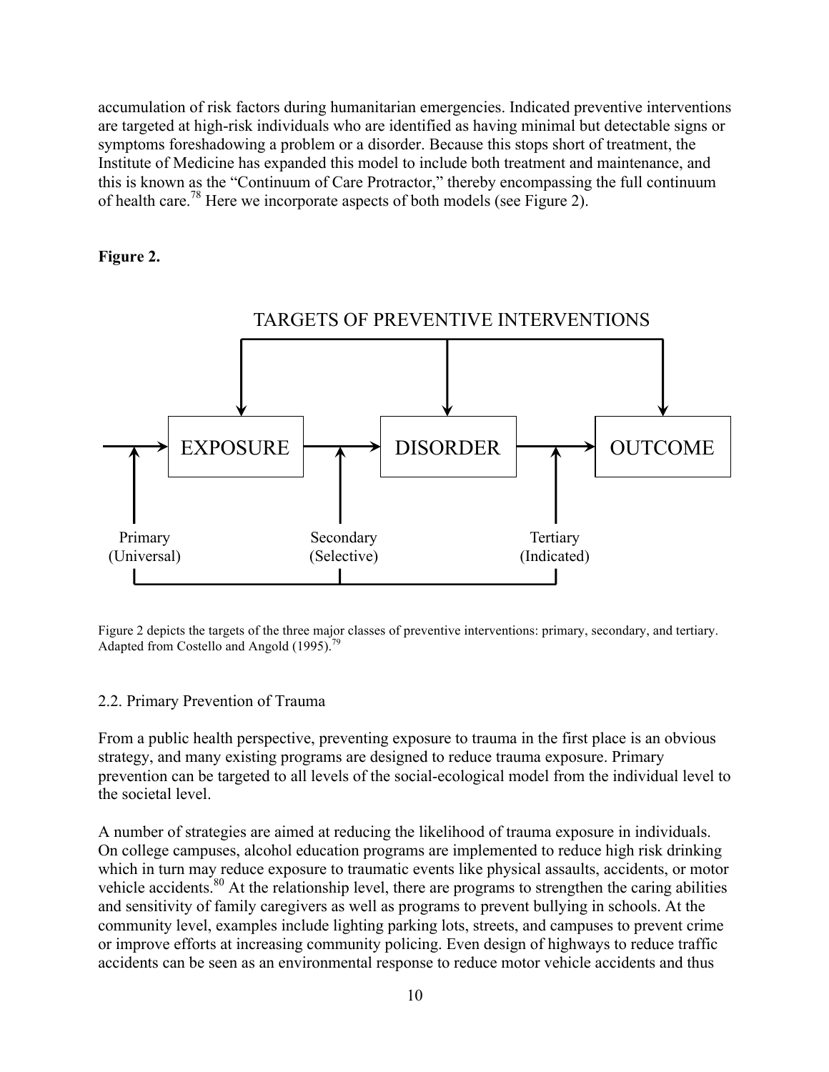accumulation of risk factors during humanitarian emergencies. Indicated preventive interventions are targeted at high-risk individuals who are identified as having minimal but detectable signs or symptoms foreshadowing a problem or a disorder. Because this stops short of treatment, the Institute of Medicine has expanded this model to include both treatment and maintenance, and this is known as the "Continuum of Care Protractor," thereby encompassing the full continuum of health care.[78] Here we incorporate aspects of both models (see Figure 2).

**Figure 2.**

TARGETS OF PREVENTIVE INTERVENTIONS

EXPOSURE → DISORDER → OUTCOME

Primary (Universal) | Secondary (Selective) | Tertiary (Indicated)

Figure 2 depicts the targets of the three major classes of preventive interventions: primary, secondary, and tertiary. Adapted from Costello and Angold (1995).[79]

## 2.2. Primary Prevention of Trauma

From a public health perspective, preventing exposure to trauma in the first place is an obvious strategy, and many existing programs are designed to reduce trauma exposure. Primary prevention can be targeted to all levels of the social-ecological model from the individual level to the societal level.

A number of strategies are aimed at reducing the likelihood of trauma exposure in individuals. On college campuses, alcohol education programs are implemented to reduce high risk drinking which in turn may reduce exposure to traumatic events like physical assaults, accidents, or motor vehicle accidents.[80] At the relationship level, there are programs to strengthen the caring abilities and sensitivity of family caregivers as well as programs to prevent bullying in schools. At the community level, examples include lighting parking lots, streets, and campuses to prevent crime or improve efforts at increasing community policing. Even design of highways to reduce traffic accidents can be seen as an environmental response to reduce motor vehicle accidents and thus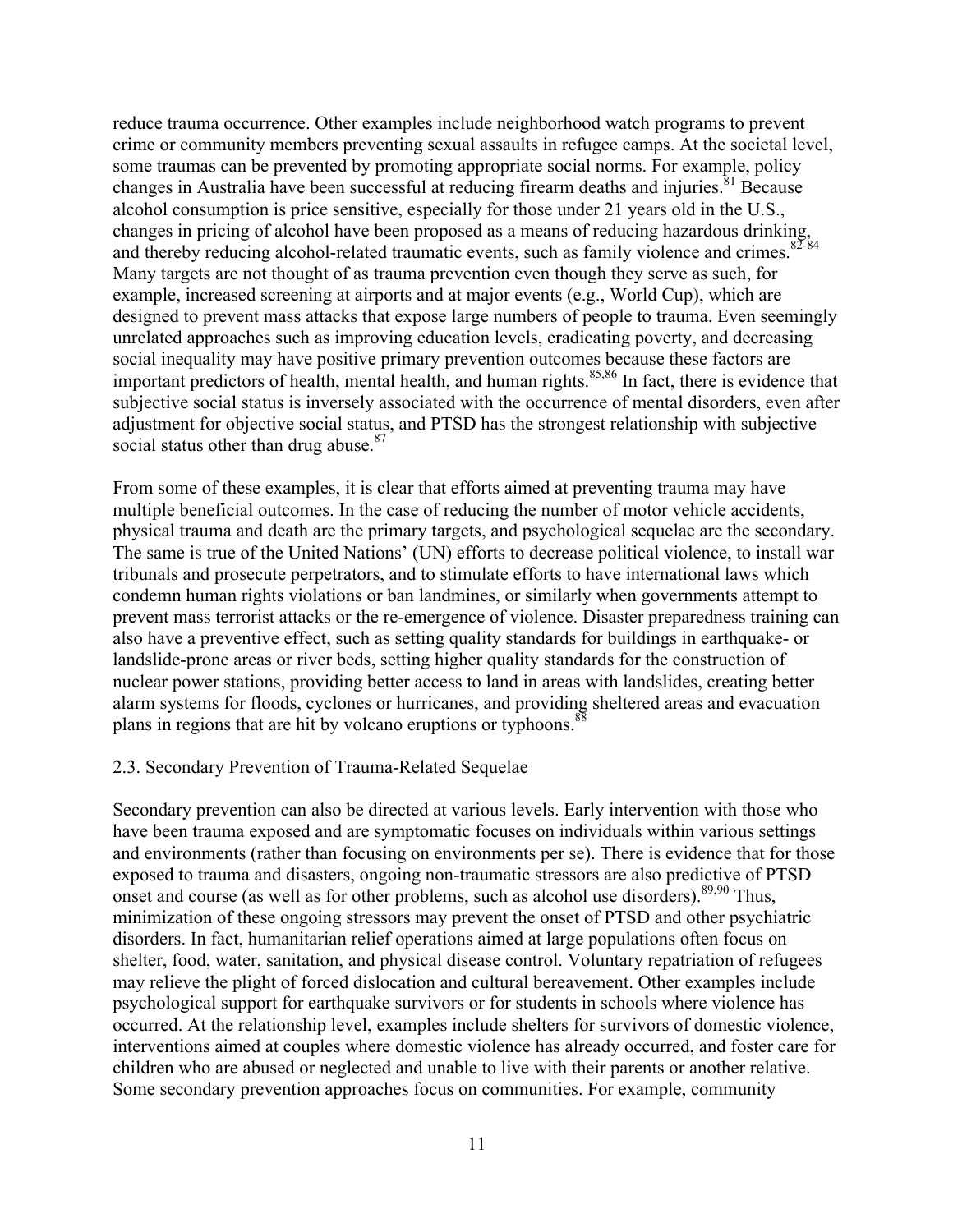reduce trauma occurrence. Other examples include neighborhood watch programs to prevent crime or community members preventing sexual assaults in refugee camps. At the societal level, some traumas can be prevented by promoting appropriate social norms. For example, policy changes in Australia have been successful at reducing firearm deaths and injuries.[81] Because alcohol consumption is price sensitive, especially for those under 21 years old in the U.S., changes in pricing of alcohol have been proposed as a means of reducing hazardous drinking, and thereby reducing alcohol-related traumatic events, such as family violence and crimes.[82-84] Many targets are not thought of as trauma prevention even though they serve as such, for example, increased screening at airports and at major events (e.g., World Cup), which are designed to prevent mass attacks that expose large numbers of people to trauma. Even seemingly unrelated approaches such as improving education levels, eradicating poverty, and decreasing social inequality may have positive primary prevention outcomes because these factors are important predictors of health, mental health, and human rights.[85,86] In fact, there is evidence that subjective social status is inversely associated with the occurrence of mental disorders, even after adjustment for objective social status, and PTSD has the strongest relationship with subjective social status other than drug abuse.[87]

From some of these examples, it is clear that efforts aimed at preventing trauma may have multiple beneficial outcomes. In the case of reducing the number of motor vehicle accidents, physical trauma and death are the primary targets, and psychological sequelae are the secondary. The same is true of the United Nations' (UN) efforts to decrease political violence, to install war tribunals and prosecute perpetrators, and to stimulate efforts to have international laws which condemn human rights violations or ban landmines, or similarly when governments attempt to prevent mass terrorist attacks or the re-emergence of violence. Disaster preparedness training can also have a preventive effect, such as setting quality standards for buildings in earthquake- or landslide-prone areas or river beds, setting higher quality standards for the construction of nuclear power stations, providing better access to land in areas with landslides, creating better alarm systems for floods, cyclones or hurricanes, and providing sheltered areas and evacuation plans in regions that are hit by volcano eruptions or typhoons.[88]

### 2.3. Secondary Prevention of Trauma-Related Sequelae

Secondary prevention can also be directed at various levels. Early intervention with those who have been trauma exposed and are symptomatic focuses on individuals within various settings and environments (rather than focusing on environments per se). There is evidence that for those exposed to trauma and disasters, ongoing non-traumatic stressors are also predictive of PTSD onset and course (as well as for other problems, such as alcohol use disorders).[89,90] Thus, minimization of these ongoing stressors may prevent the onset of PTSD and other psychiatric disorders. In fact, humanitarian relief operations aimed at large populations often focus on shelter, food, water, sanitation, and physical disease control. Voluntary repatriation of refugees may relieve the plight of forced dislocation and cultural bereavement. Other examples include psychological support for earthquake survivors or for students in schools where violence has occurred. At the relationship level, examples include shelters for survivors of domestic violence, interventions aimed at couples where domestic violence has already occurred, and foster care for children who are abused or neglected and unable to live with their parents or another relative. Some secondary prevention approaches focus on communities. For example, community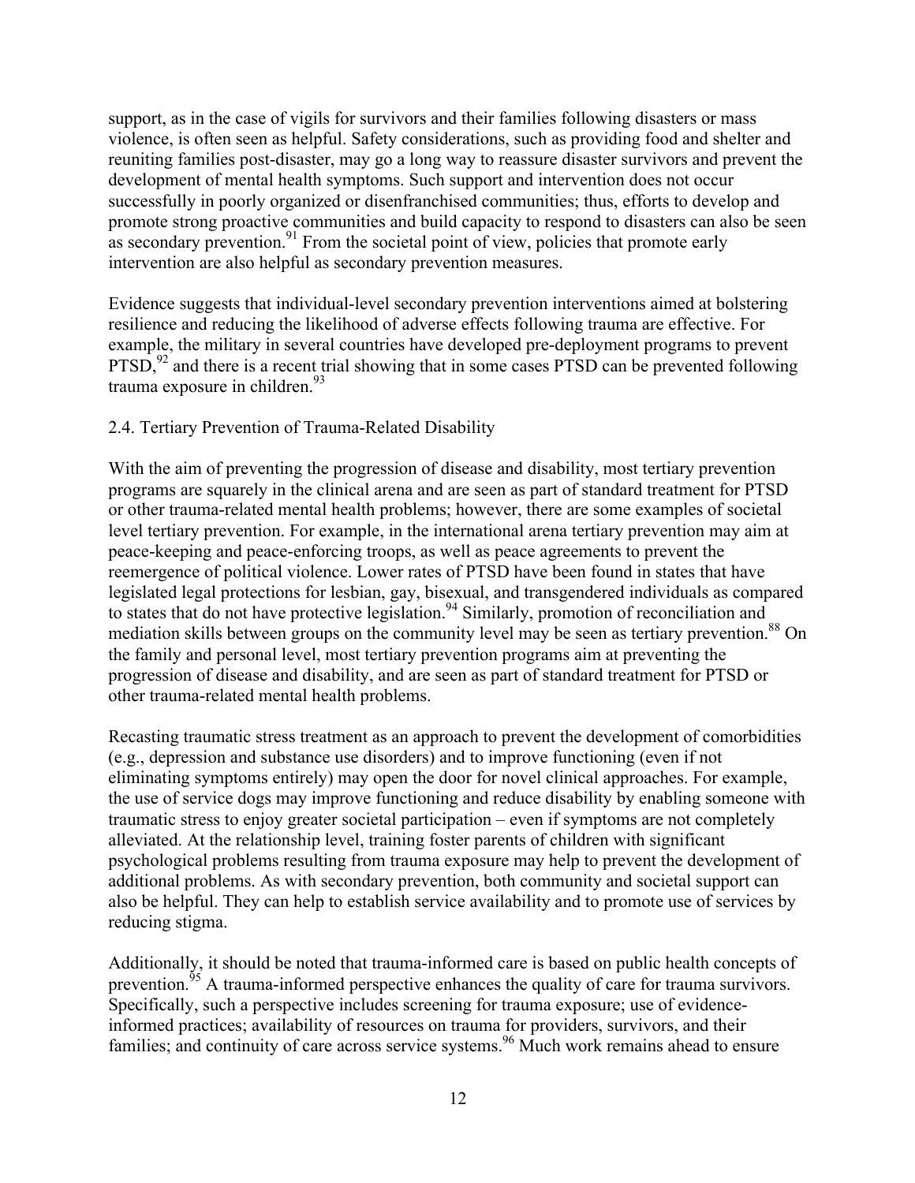support, as in the case of vigils for survivors and their families following disasters or mass violence, is often seen as helpful. Safety considerations, such as providing food and shelter and reuniting families post-disaster, may go a long way to reassure disaster survivors and prevent the development of mental health symptoms. Such support and intervention does not occur successfully in poorly organized or disenfranchised communities; thus, efforts to develop and promote strong proactive communities and build capacity to respond to disasters can also be seen as secondary prevention.[91] From the societal point of view, policies that promote early intervention are also helpful as secondary prevention measures.

Evidence suggests that individual-level secondary prevention interventions aimed at bolstering resilience and reducing the likelihood of adverse effects following trauma are effective. For example, the military in several countries have developed pre-deployment programs to prevent PTSD,[92] and there is a recent trial showing that in some cases PTSD can be prevented following trauma exposure in children.[93]

### 2.4. Tertiary Prevention of Trauma-Related Disability

With the aim of preventing the progression of disease and disability, most tertiary prevention programs are squarely in the clinical arena and are seen as part of standard treatment for PTSD or other trauma-related mental health problems; however, there are some examples of societal level tertiary prevention. For example, in the international arena tertiary prevention may aim at peace-keeping and peace-enforcing troops, as well as peace agreements to prevent the reemergence of political violence. Lower rates of PTSD have been found in states that have legislated legal protections for lesbian, gay, bisexual, and transgendered individuals as compared to states that do not have protective legislation.[94] Similarly, promotion of reconciliation and mediation skills between groups on the community level may be seen as tertiary prevention.[88] On the family and personal level, most tertiary prevention programs aim at preventing the progression of disease and disability, and are seen as part of standard treatment for PTSD or other trauma-related mental health problems.

Recasting traumatic stress treatment as an approach to prevent the development of comorbidities (e.g., depression and substance use disorders) and to improve functioning (even if not eliminating symptoms entirely) may open the door for novel clinical approaches. For example, the use of service dogs may improve functioning and reduce disability by enabling someone with traumatic stress to enjoy greater societal participation – even if symptoms are not completely alleviated. At the relationship level, training foster parents of children with significant psychological problems resulting from trauma exposure may help to prevent the development of additional problems. As with secondary prevention, both community and societal support can also be helpful. They can help to establish service availability and to promote use of services by reducing stigma.

Additionally, it should be noted that trauma-informed care is based on public health concepts of prevention.[95] A trauma-informed perspective enhances the quality of care for trauma survivors. Specifically, such a perspective includes screening for trauma exposure; use of evidence-informed practices; availability of resources on trauma for providers, survivors, and their families; and continuity of care across service systems.[96] Much work remains ahead to ensure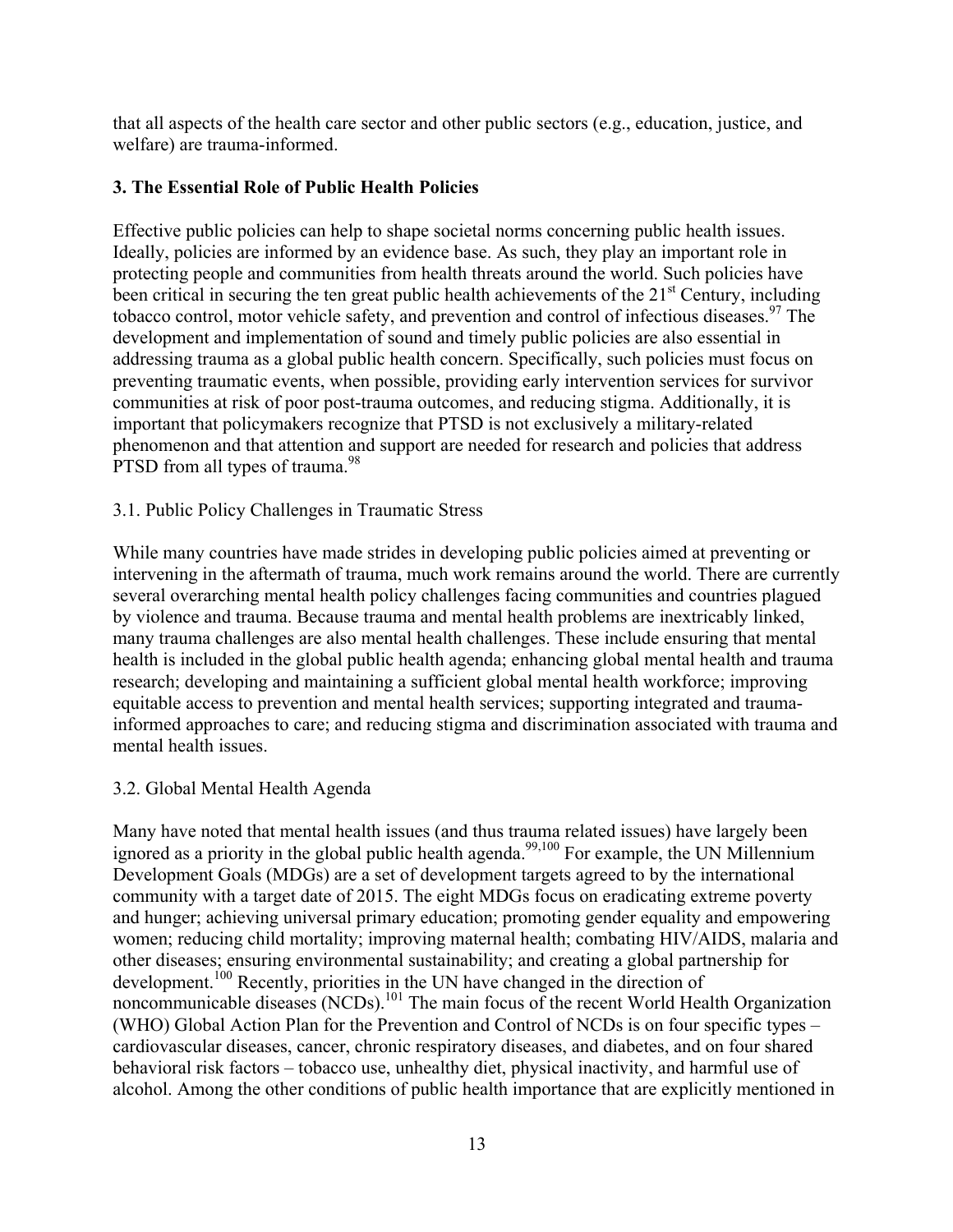that all aspects of the health care sector and other public sectors (e.g., education, justice, and welfare) are trauma-informed.

## 3. The Essential Role of Public Health Policies

Effective public policies can help to shape societal norms concerning public health issues. Ideally, policies are informed by an evidence base. As such, they play an important role in protecting people and communities from health threats around the world. Such policies have been critical in securing the ten great public health achievements of the 21st Century, including tobacco control, motor vehicle safety, and prevention and control of infectious diseases.[97] The development and implementation of sound and timely public policies are also essential in addressing trauma as a global public health concern. Specifically, such policies must focus on preventing traumatic events, when possible, providing early intervention services for survivor communities at risk of poor post-trauma outcomes, and reducing stigma. Additionally, it is important that policymakers recognize that PTSD is not exclusively a military-related phenomenon and that attention and support are needed for research and policies that address PTSD from all types of trauma.[98]

### 3.1. Public Policy Challenges in Traumatic Stress

While many countries have made strides in developing public policies aimed at preventing or intervening in the aftermath of trauma, much work remains around the world. There are currently several overarching mental health policy challenges facing communities and countries plagued by violence and trauma. Because trauma and mental health problems are inextricably linked, many trauma challenges are also mental health challenges. These include ensuring that mental health is included in the global public health agenda; enhancing global mental health and trauma research; developing and maintaining a sufficient global mental health workforce; improving equitable access to prevention and mental health services; supporting integrated and trauma-informed approaches to care; and reducing stigma and discrimination associated with trauma and mental health issues.

### 3.2. Global Mental Health Agenda

Many have noted that mental health issues (and thus trauma related issues) have largely been ignored as a priority in the global public health agenda.[99,100] For example, the UN Millennium Development Goals (MDGs) are a set of development targets agreed to by the international community with a target date of 2015. The eight MDGs focus on eradicating extreme poverty and hunger; achieving universal primary education; promoting gender equality and empowering women; reducing child mortality; improving maternal health; combating HIV/AIDS, malaria and other diseases; ensuring environmental sustainability; and creating a global partnership for development.[100] Recently, priorities in the UN have changed in the direction of noncommunicable diseases (NCDs).[101] The main focus of the recent World Health Organization (WHO) Global Action Plan for the Prevention and Control of NCDs is on four specific types – cardiovascular diseases, cancer, chronic respiratory diseases, and diabetes, and on four shared behavioral risk factors – tobacco use, unhealthy diet, physical inactivity, and harmful use of alcohol. Among the other conditions of public health importance that are explicitly mentioned in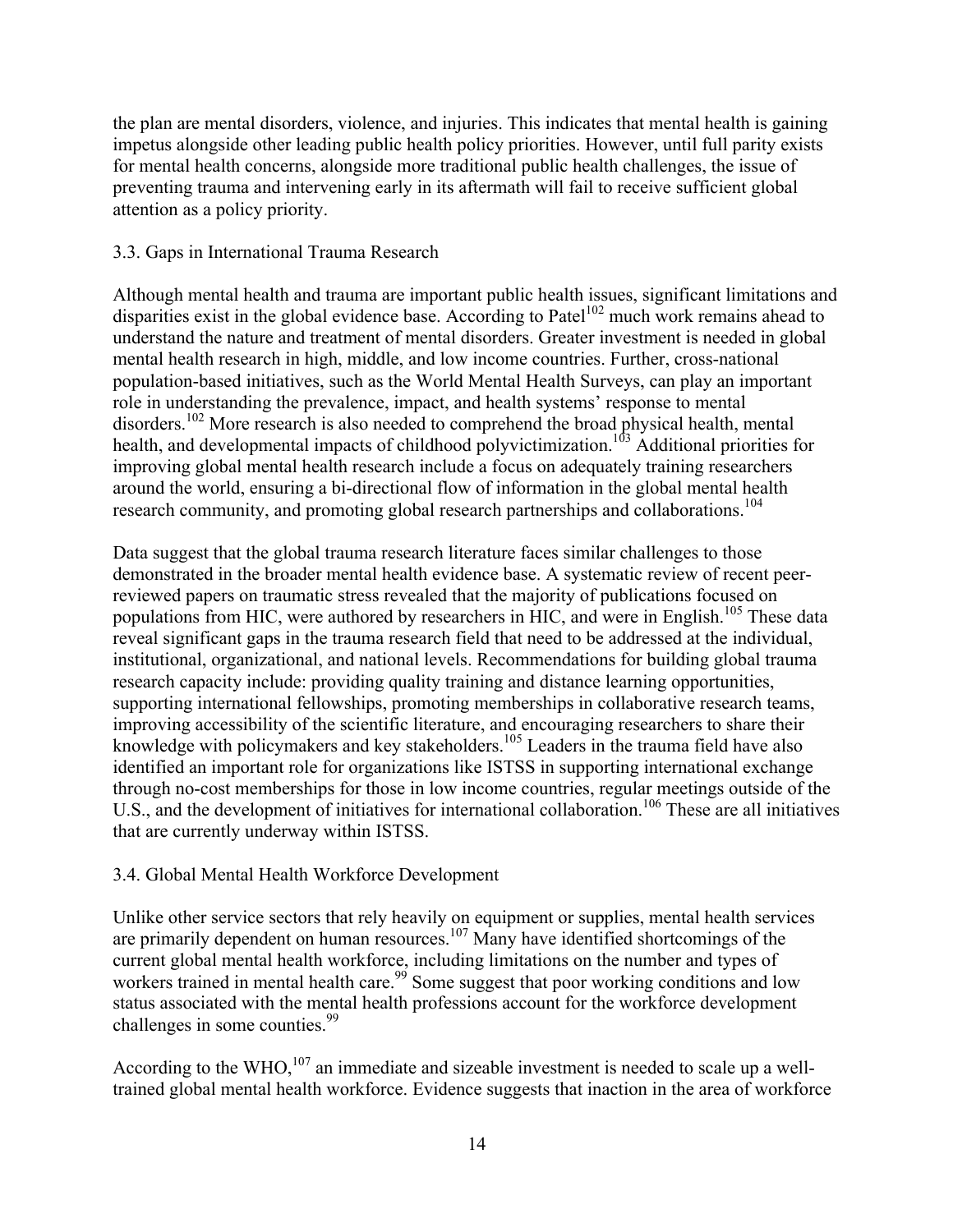the plan are mental disorders, violence, and injuries. This indicates that mental health is gaining impetus alongside other leading public health policy priorities. However, until full parity exists for mental health concerns, alongside more traditional public health challenges, the issue of preventing trauma and intervening early in its aftermath will fail to receive sufficient global attention as a policy priority.

### 3.3. Gaps in International Trauma Research

Although mental health and trauma are important public health issues, significant limitations and disparities exist in the global evidence base. According to Patel[102] much work remains ahead to understand the nature and treatment of mental disorders. Greater investment is needed in global mental health research in high, middle, and low income countries. Further, cross-national population-based initiatives, such as the World Mental Health Surveys, can play an important role in understanding the prevalence, impact, and health systems' response to mental disorders.[102] More research is also needed to comprehend the broad physical health, mental health, and developmental impacts of childhood polyvictimization.[103] Additional priorities for improving global mental health research include a focus on adequately training researchers around the world, ensuring a bi-directional flow of information in the global mental health research community, and promoting global research partnerships and collaborations.[104]

Data suggest that the global trauma research literature faces similar challenges to those demonstrated in the broader mental health evidence base. A systematic review of recent peer-reviewed papers on traumatic stress revealed that the majority of publications focused on populations from HIC, were authored by researchers in HIC, and were in English.[105] These data reveal significant gaps in the trauma research field that need to be addressed at the individual, institutional, organizational, and national levels. Recommendations for building global trauma research capacity include: providing quality training and distance learning opportunities, supporting international fellowships, promoting memberships in collaborative research teams, improving accessibility of the scientific literature, and encouraging researchers to share their knowledge with policymakers and key stakeholders.[105] Leaders in the trauma field have also identified an important role for organizations like ISTSS in supporting international exchange through no-cost memberships for those in low income countries, regular meetings outside of the U.S., and the development of initiatives for international collaboration.[106] These are all initiatives that are currently underway within ISTSS.

### 3.4. Global Mental Health Workforce Development

Unlike other service sectors that rely heavily on equipment or supplies, mental health services are primarily dependent on human resources.[107] Many have identified shortcomings of the current global mental health workforce, including limitations on the number and types of workers trained in mental health care.[99] Some suggest that poor working conditions and low status associated with the mental health professions account for the workforce development challenges in some counties.[99]

According to the WHO,[107] an immediate and sizeable investment is needed to scale up a well-trained global mental health workforce. Evidence suggests that inaction in the area of workforce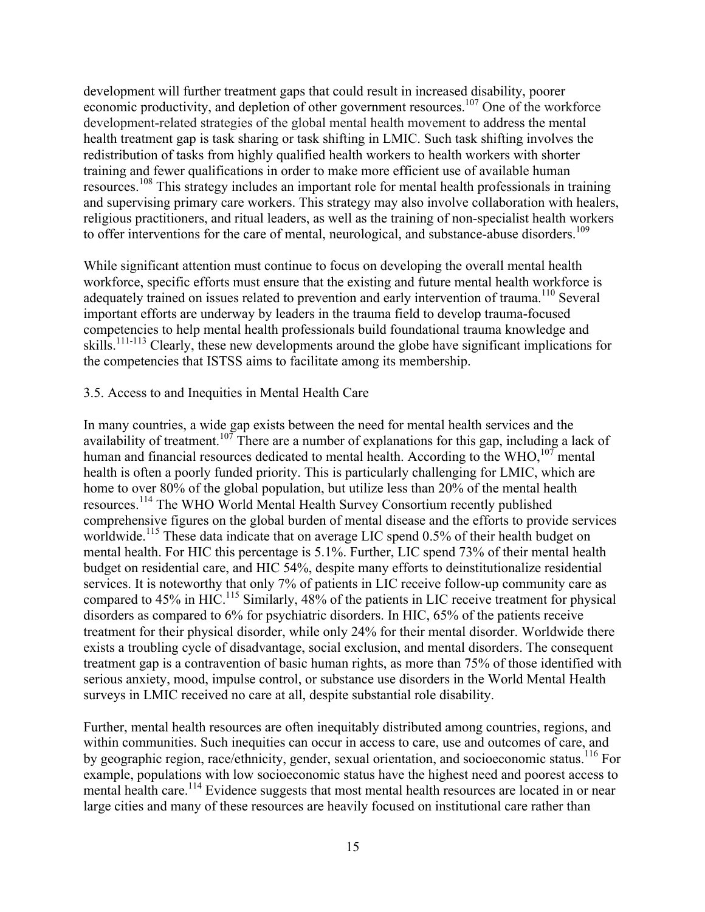development will further treatment gaps that could result in increased disability, poorer economic productivity, and depletion of other government resources.[107] One of the workforce development-related strategies of the global mental health movement to address the mental health treatment gap is task sharing or task shifting in LMIC. Such task shifting involves the redistribution of tasks from highly qualified health workers to health workers with shorter training and fewer qualifications in order to make more efficient use of available human resources.[108] This strategy includes an important role for mental health professionals in training and supervising primary care workers. This strategy may also involve collaboration with healers, religious practitioners, and ritual leaders, as well as the training of non-specialist health workers to offer interventions for the care of mental, neurological, and substance-abuse disorders.[109]

While significant attention must continue to focus on developing the overall mental health workforce, specific efforts must ensure that the existing and future mental health workforce is adequately trained on issues related to prevention and early intervention of trauma.[110] Several important efforts are underway by leaders in the trauma field to develop trauma-focused competencies to help mental health professionals build foundational trauma knowledge and skills.[111-113] Clearly, these new developments around the globe have significant implications for the competencies that ISTSS aims to facilitate among its membership.

### 3.5. Access to and Inequities in Mental Health Care

In many countries, a wide gap exists between the need for mental health services and the availability of treatment.[107] There are a number of explanations for this gap, including a lack of human and financial resources dedicated to mental health. According to the WHO,[107] mental health is often a poorly funded priority. This is particularly challenging for LMIC, which are home to over 80% of the global population, but utilize less than 20% of the mental health resources.[114] The WHO World Mental Health Survey Consortium recently published comprehensive figures on the global burden of mental disease and the efforts to provide services worldwide.[115] These data indicate that on average LIC spend 0.5% of their health budget on mental health. For HIC this percentage is 5.1%. Further, LIC spend 73% of their mental health budget on residential care, and HIC 54%, despite many efforts to deinstitutionalize residential services. It is noteworthy that only 7% of patients in LIC receive follow-up community care as compared to 45% in HIC.[115] Similarly, 48% of the patients in LIC receive treatment for physical disorders as compared to 6% for psychiatric disorders. In HIC, 65% of the patients receive treatment for their physical disorder, while only 24% for their mental disorder. Worldwide there exists a troubling cycle of disadvantage, social exclusion, and mental disorders. The consequent treatment gap is a contravention of basic human rights, as more than 75% of those identified with serious anxiety, mood, impulse control, or substance use disorders in the World Mental Health surveys in LMIC received no care at all, despite substantial role disability.

Further, mental health resources are often inequitably distributed among countries, regions, and within communities. Such inequities can occur in access to care, use and outcomes of care, and by geographic region, race/ethnicity, gender, sexual orientation, and socioeconomic status.[116] For example, populations with low socioeconomic status have the highest need and poorest access to mental health care.[114] Evidence suggests that most mental health resources are located in or near large cities and many of these resources are heavily focused on institutional care rather than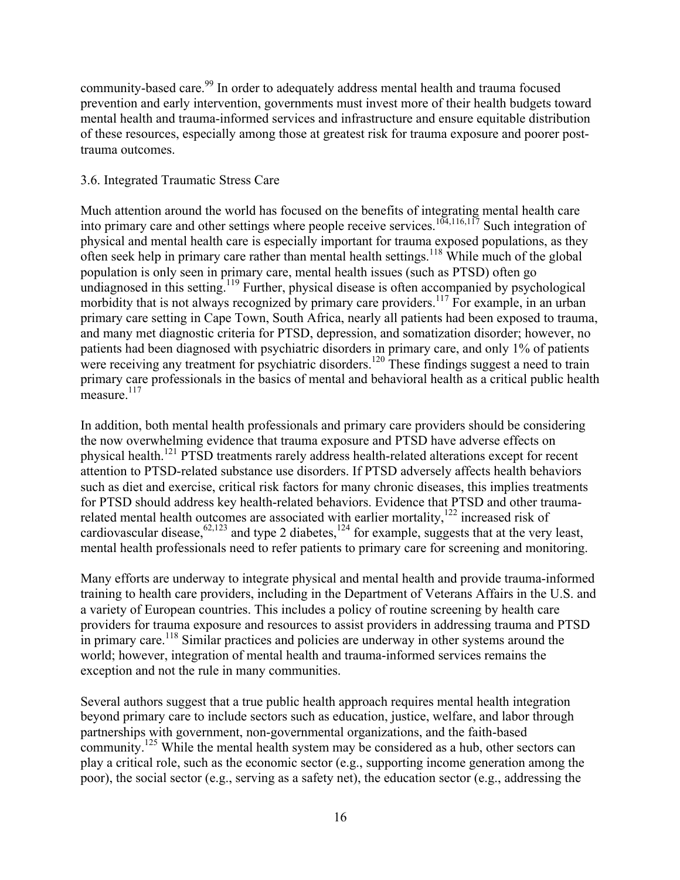community-based care.[99] In order to adequately address mental health and trauma focused prevention and early intervention, governments must invest more of their health budgets toward mental health and trauma-informed services and infrastructure and ensure equitable distribution of these resources, especially among those at greatest risk for trauma exposure and poorer post-trauma outcomes.

### 3.6. Integrated Traumatic Stress Care

Much attention around the world has focused on the benefits of integrating mental health care into primary care and other settings where people receive services.[104,116,117] Such integration of physical and mental health care is especially important for trauma exposed populations, as they often seek help in primary care rather than mental health settings.[118] While much of the global population is only seen in primary care, mental health issues (such as PTSD) often go undiagnosed in this setting.[119] Further, physical disease is often accompanied by psychological morbidity that is not always recognized by primary care providers.[117] For example, in an urban primary care setting in Cape Town, South Africa, nearly all patients had been exposed to trauma, and many met diagnostic criteria for PTSD, depression, and somatization disorder; however, no patients had been diagnosed with psychiatric disorders in primary care, and only 1% of patients were receiving any treatment for psychiatric disorders.[120] These findings suggest a need to train primary care professionals in the basics of mental and behavioral health as a critical public health measure.[117]

In addition, both mental health professionals and primary care providers should be considering the now overwhelming evidence that trauma exposure and PTSD have adverse effects on physical health.[121] PTSD treatments rarely address health-related alterations except for recent attention to PTSD-related substance use disorders. If PTSD adversely affects health behaviors such as diet and exercise, critical risk factors for many chronic diseases, this implies treatments for PTSD should address key health-related behaviors. Evidence that PTSD and other trauma-related mental health outcomes are associated with earlier mortality,[122] increased risk of cardiovascular disease,[62,123] and type 2 diabetes,[124] for example, suggests that at the very least, mental health professionals need to refer patients to primary care for screening and monitoring.

Many efforts are underway to integrate physical and mental health and provide trauma-informed training to health care providers, including in the Department of Veterans Affairs in the U.S. and a variety of European countries. This includes a policy of routine screening by health care providers for trauma exposure and resources to assist providers in addressing trauma and PTSD in primary care.[118] Similar practices and policies are underway in other systems around the world; however, integration of mental health and trauma-informed services remains the exception and not the rule in many communities.

Several authors suggest that a true public health approach requires mental health integration beyond primary care to include sectors such as education, justice, welfare, and labor through partnerships with government, non-governmental organizations, and the faith-based community.[125] While the mental health system may be considered as a hub, other sectors can play a critical role, such as the economic sector (e.g., supporting income generation among the poor), the social sector (e.g., serving as a safety net), the education sector (e.g., addressing the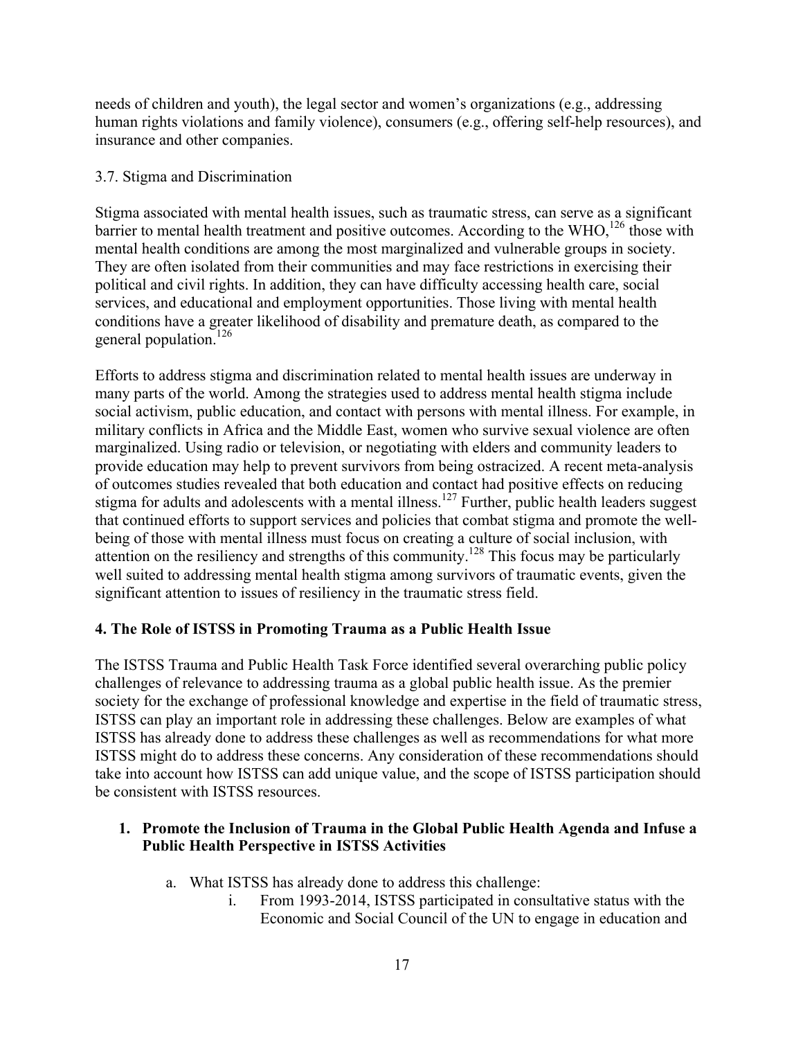needs of children and youth), the legal sector and women's organizations (e.g., addressing human rights violations and family violence), consumers (e.g., offering self-help resources), and insurance and other companies.

### 3.7. Stigma and Discrimination

Stigma associated with mental health issues, such as traumatic stress, can serve as a significant barrier to mental health treatment and positive outcomes. According to the WHO,[126] those with mental health conditions are among the most marginalized and vulnerable groups in society. They are often isolated from their communities and may face restrictions in exercising their political and civil rights. In addition, they can have difficulty accessing health care, social services, and educational and employment opportunities. Those living with mental health conditions have a greater likelihood of disability and premature death, as compared to the general population.[126]

Efforts to address stigma and discrimination related to mental health issues are underway in many parts of the world. Among the strategies used to address mental health stigma include social activism, public education, and contact with persons with mental illness. For example, in military conflicts in Africa and the Middle East, women who survive sexual violence are often marginalized. Using radio or television, or negotiating with elders and community leaders to provide education may help to prevent survivors from being ostracized. A recent meta-analysis of outcomes studies revealed that both education and contact had positive effects on reducing stigma for adults and adolescents with a mental illness.[127] Further, public health leaders suggest that continued efforts to support services and policies that combat stigma and promote the well-being of those with mental illness must focus on creating a culture of social inclusion, with attention on the resiliency and strengths of this community.[128] This focus may be particularly well suited to addressing mental health stigma among survivors of traumatic events, given the significant attention to issues of resiliency in the traumatic stress field.

## 4. The Role of ISTSS in Promoting Trauma as a Public Health Issue

The ISTSS Trauma and Public Health Task Force identified several overarching public policy challenges of relevance to addressing trauma as a global public health issue. As the premier society for the exchange of professional knowledge and expertise in the field of traumatic stress, ISTSS can play an important role in addressing these challenges. Below are examples of what ISTSS has already done to address these challenges as well as recommendations for what more ISTSS might do to address these concerns. Any consideration of these recommendations should take into account how ISTSS can add unique value, and the scope of ISTSS participation should be consistent with ISTSS resources.

1. **Promote the Inclusion of Trauma in the Global Public Health Agenda and Infuse a Public Health Perspective in ISTSS Activities**
   a. What ISTSS has already done to address this challenge:
      i. From 1993-2014, ISTSS participated in consultative status with the Economic and Social Council of the UN to engage in education and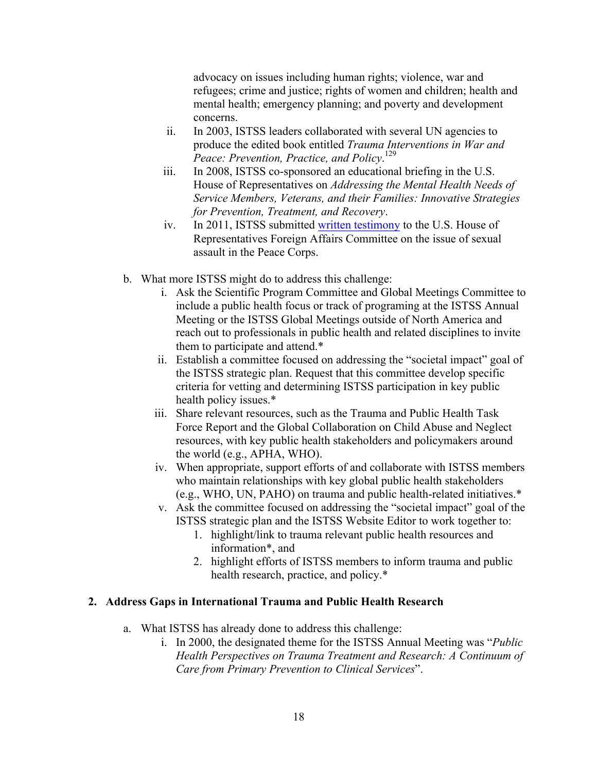advocacy on issues including human rights; violence, war and refugees; crime and justice; rights of women and children; health and mental health; emergency planning; and poverty and development concerns.

ii. In 2003, ISTSS leaders collaborated with several UN agencies to produce the edited book entitled *Trauma Interventions in War and Peace: Prevention, Practice, and Policy*.[129]

iii. In 2008, ISTSS co-sponsored an educational briefing in the U.S. House of Representatives on *Addressing the Mental Health Needs of Service Members, Veterans, and their Families: Innovative Strategies for Prevention, Treatment, and Recovery*.

iv. In 2011, ISTSS submitted written testimony to the U.S. House of Representatives Foreign Affairs Committee on the issue of sexual assault in the Peace Corps.

b. What more ISTSS might do to address this challenge:

   i. Ask the Scientific Program Committee and Global Meetings Committee to include a public health focus or track of programing at the ISTSS Annual Meeting or the ISTSS Global Meetings outside of North America and reach out to professionals in public health and related disciplines to invite them to participate and attend.*

   ii. Establish a committee focused on addressing the "societal impact" goal of the ISTSS strategic plan. Request that this committee develop specific criteria for vetting and determining ISTSS participation in key public health policy issues.*

   iii. Share relevant resources, such as the Trauma and Public Health Task Force Report and the Global Collaboration on Child Abuse and Neglect resources, with key public health stakeholders and policymakers around the world (e.g., APHA, WHO).

   iv. When appropriate, support efforts of and collaborate with ISTSS members who maintain relationships with key global public health stakeholders (e.g., WHO, UN, PAHO) on trauma and public health-related initiatives.*

   v. Ask the committee focused on addressing the "societal impact" goal of the ISTSS strategic plan and the ISTSS Website Editor to work together to:

      1. highlight/link to trauma relevant public health resources and information*, and
      2. highlight efforts of ISTSS members to inform trauma and public health research, practice, and policy.*

## 2. Address Gaps in International Trauma and Public Health Research

a. What ISTSS has already done to address this challenge:

   i. In 2000, the designated theme for the ISTSS Annual Meeting was "*Public Health Perspectives on Trauma Treatment and Research: A Continuum of Care from Primary Prevention to Clinical Services*".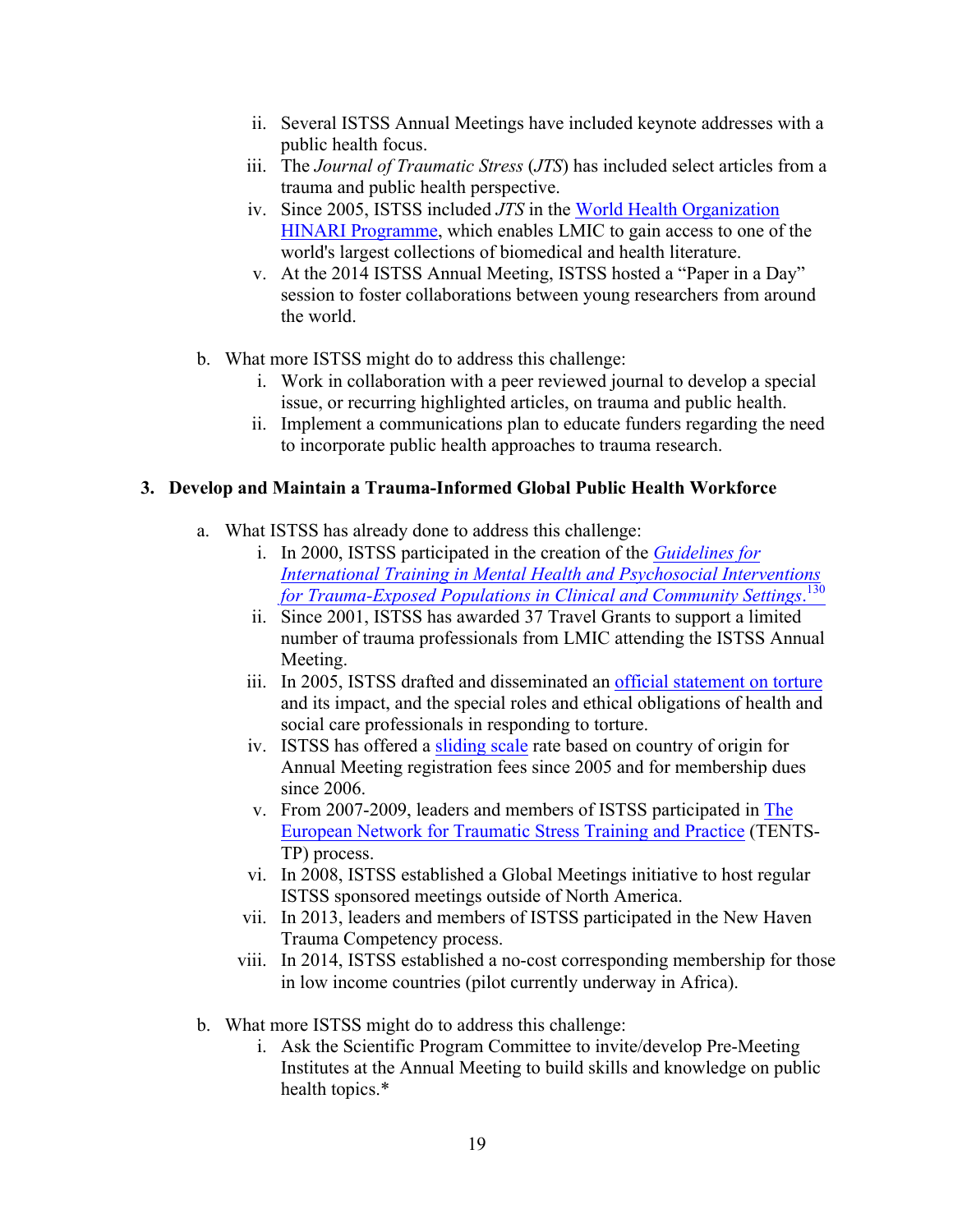ii. Several ISTSS Annual Meetings have included keynote addresses with a public health focus.
   iii. The *Journal of Traumatic Stress* (*JTS*) has included select articles from a trauma and public health perspective.
   iv. Since 2005, ISTSS included *JTS* in the World Health Organization HINARI Programme, which enables LMIC to gain access to one of the world's largest collections of biomedical and health literature.
   v. At the 2014 ISTSS Annual Meeting, ISTSS hosted a "Paper in a Day" session to foster collaborations between young researchers from around the world.

b. What more ISTSS might do to address this challenge:
   i. Work in collaboration with a peer reviewed journal to develop a special issue, or recurring highlighted articles, on trauma and public health.
   ii. Implement a communications plan to educate funders regarding the need to incorporate public health approaches to trauma research.

**3. Develop and Maintain a Trauma-Informed Global Public Health Workforce**

a. What ISTSS has already done to address this challenge:
   i. In 2000, ISTSS participated in the creation of the *Guidelines for International Training in Mental Health and Psychosocial Interventions for Trauma-Exposed Populations in Clinical and Community Settings*.[130]
   ii. Since 2001, ISTSS has awarded 37 Travel Grants to support a limited number of trauma professionals from LMIC attending the ISTSS Annual Meeting.
   iii. In 2005, ISTSS drafted and disseminated an official statement on torture and its impact, and the special roles and ethical obligations of health and social care professionals in responding to torture.
   iv. ISTSS has offered a sliding scale rate based on country of origin for Annual Meeting registration fees since 2005 and for membership dues since 2006.
   v. From 2007-2009, leaders and members of ISTSS participated in The European Network for Traumatic Stress Training and Practice (TENTS-TP) process.
   vi. In 2008, ISTSS established a Global Meetings initiative to host regular ISTSS sponsored meetings outside of North America.
   vii. In 2013, leaders and members of ISTSS participated in the New Haven Trauma Competency process.
   viii. In 2014, ISTSS established a no-cost corresponding membership for those in low income countries (pilot currently underway in Africa).

b. What more ISTSS might do to address this challenge:
   i. Ask the Scientific Program Committee to invite/develop Pre-Meeting Institutes at the Annual Meeting to build skills and knowledge on public health topics.*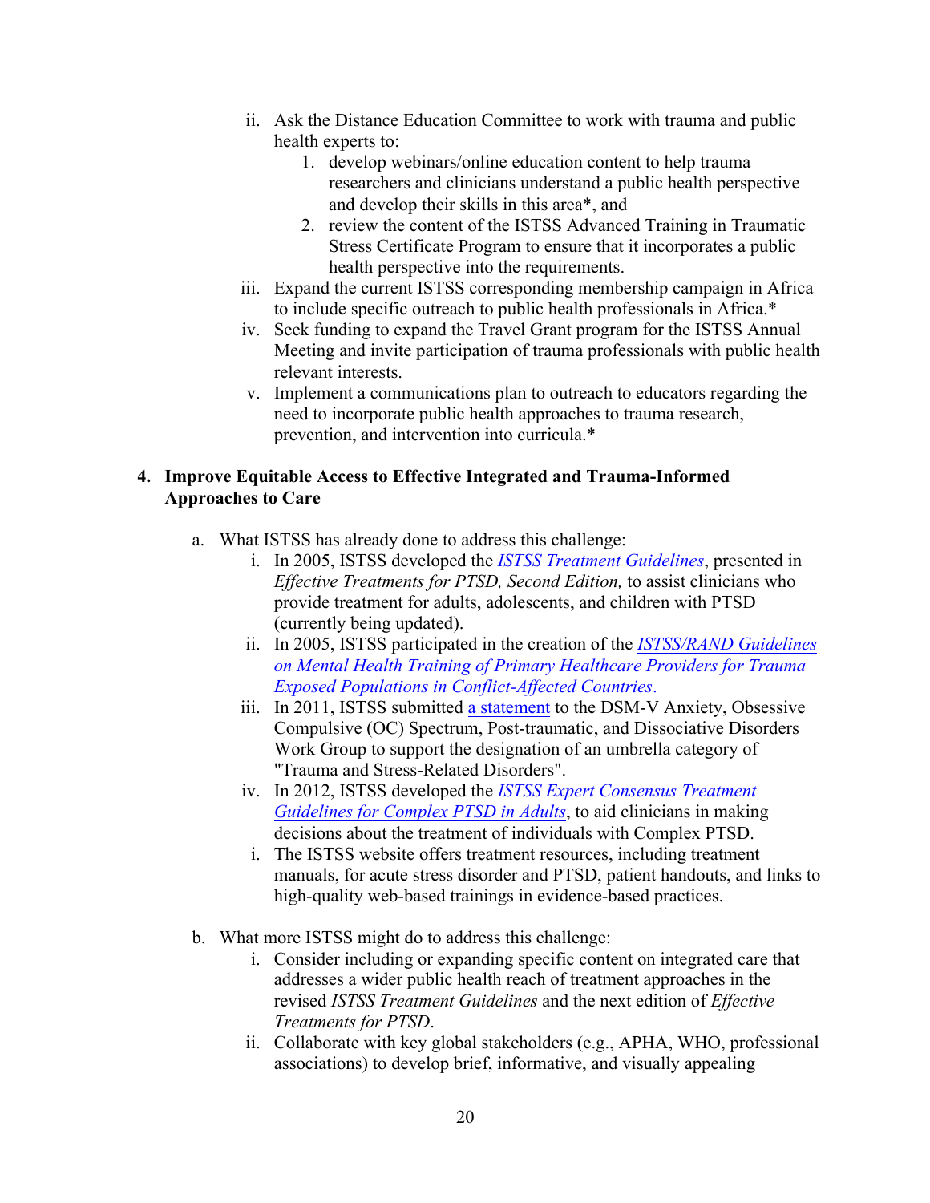ii. Ask the Distance Education Committee to work with trauma and public health experts to:
    1. develop webinars/online education content to help trauma researchers and clinicians understand a public health perspective and develop their skills in this area*, and
    2. review the content of the ISTSS Advanced Training in Traumatic Stress Certificate Program to ensure that it incorporates a public health perspective into the requirements.

iii. Expand the current ISTSS corresponding membership campaign in Africa to include specific outreach to public health professionals in Africa.*

iv. Seek funding to expand the Travel Grant program for the ISTSS Annual Meeting and invite participation of trauma professionals with public health relevant interests.

v. Implement a communications plan to outreach to educators regarding the need to incorporate public health approaches to trauma research, prevention, and intervention into curricula.*

**4. Improve Equitable Access to Effective Integrated and Trauma-Informed Approaches to Care**

a. What ISTSS has already done to address this challenge:

   i. In 2005, ISTSS developed the *ISTSS Treatment Guidelines*, presented in *Effective Treatments for PTSD, Second Edition,* to assist clinicians who provide treatment for adults, adolescents, and children with PTSD (currently being updated).

   ii. In 2005, ISTSS participated in the creation of the *ISTSS/RAND Guidelines on Mental Health Training of Primary Healthcare Providers for Trauma Exposed Populations in Conflict-Affected Countries*.

   iii. In 2011, ISTSS submitted a statement to the DSM-V Anxiety, Obsessive Compulsive (OC) Spectrum, Post-traumatic, and Dissociative Disorders Work Group to support the designation of an umbrella category of "Trauma and Stress-Related Disorders".

   iv. In 2012, ISTSS developed the *ISTSS Expert Consensus Treatment Guidelines for Complex PTSD in Adults*, to aid clinicians in making decisions about the treatment of individuals with Complex PTSD.

   i. The ISTSS website offers treatment resources, including treatment manuals, for acute stress disorder and PTSD, patient handouts, and links to high-quality web-based trainings in evidence-based practices.

b. What more ISTSS might do to address this challenge:

   i. Consider including or expanding specific content on integrated care that addresses a wider public health reach of treatment approaches in the revised *ISTSS Treatment Guidelines* and the next edition of *Effective Treatments for PTSD*.

   ii. Collaborate with key global stakeholders (e.g., APHA, WHO, professional associations) to develop brief, informative, and visually appealing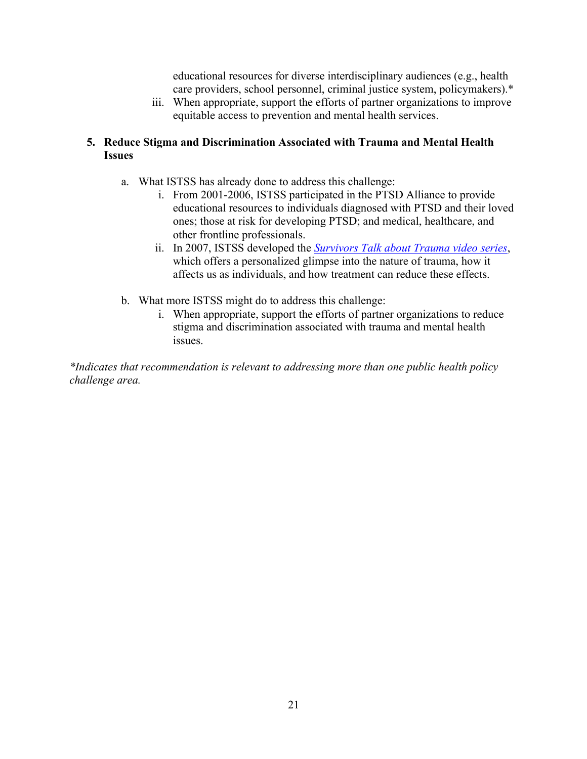educational resources for diverse interdisciplinary audiences (e.g., health care providers, school personnel, criminal justice system, policymakers).*

iii. When appropriate, support the efforts of partner organizations to improve equitable access to prevention and mental health services.

**5. Reduce Stigma and Discrimination Associated with Trauma and Mental Health Issues**

a. What ISTSS has already done to address this challenge:

   i. From 2001-2006, ISTSS participated in the PTSD Alliance to provide educational resources to individuals diagnosed with PTSD and their loved ones; those at risk for developing PTSD; and medical, healthcare, and other frontline professionals.

   ii. In 2007, ISTSS developed the *Survivors Talk about Trauma video series*, which offers a personalized glimpse into the nature of trauma, how it affects us as individuals, and how treatment can reduce these effects.

b. What more ISTSS might do to address this challenge:

   i. When appropriate, support the efforts of partner organizations to reduce stigma and discrimination associated with trauma and mental health issues.

*\*Indicates that recommendation is relevant to addressing more than one public health policy challenge area.*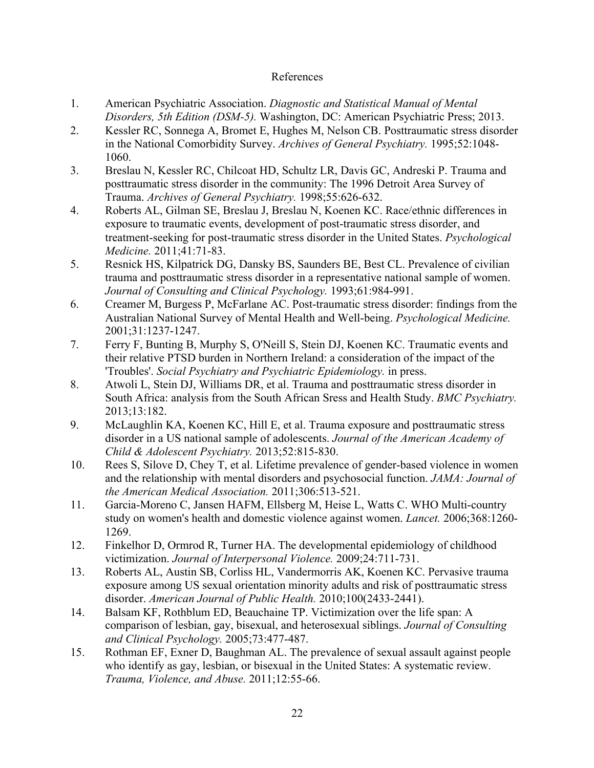# References

1. American Psychiatric Association. *Diagnostic and Statistical Manual of Mental Disorders, 5th Edition (DSM-5).* Washington, DC: American Psychiatric Press; 2013.
2. Kessler RC, Sonnega A, Bromet E, Hughes M, Nelson CB. Posttraumatic stress disorder in the National Comorbidity Survey. *Archives of General Psychiatry.* 1995;52:1048-1060.
3. Breslau N, Kessler RC, Chilcoat HD, Schultz LR, Davis GC, Andreski P. Trauma and posttraumatic stress disorder in the community: The 1996 Detroit Area Survey of Trauma. *Archives of General Psychiatry.* 1998;55:626-632.
4. Roberts AL, Gilman SE, Breslau J, Breslau N, Koenen KC. Race/ethnic differences in exposure to traumatic events, development of post-traumatic stress disorder, and treatment-seeking for post-traumatic stress disorder in the United States. *Psychological Medicine.* 2011;41:71-83.
5. Resnick HS, Kilpatrick DG, Dansky BS, Saunders BE, Best CL. Prevalence of civilian trauma and posttraumatic stress disorder in a representative national sample of women. *Journal of Consulting and Clinical Psychology.* 1993;61:984-991.
6. Creamer M, Burgess P, McFarlane AC. Post-traumatic stress disorder: findings from the Australian National Survey of Mental Health and Well-being. *Psychological Medicine.* 2001;31:1237-1247.
7. Ferry F, Bunting B, Murphy S, O'Neill S, Stein DJ, Koenen KC. Traumatic events and their relative PTSD burden in Northern Ireland: a consideration of the impact of the 'Troubles'. *Social Psychiatry and Psychiatric Epidemiology.* in press.
8. Atwoli L, Stein DJ, Williams DR, et al. Trauma and posttraumatic stress disorder in South Africa: analysis from the South African Sress and Health Study. *BMC Psychiatry.* 2013;13:182.
9. McLaughlin KA, Koenen KC, Hill E, et al. Trauma exposure and posttraumatic stress disorder in a US national sample of adolescents. *Journal of the American Academy of Child & Adolescent Psychiatry.* 2013;52:815-830.
10. Rees S, Silove D, Chey T, et al. Lifetime prevalence of gender-based violence in women and the relationship with mental disorders and psychosocial function. *JAMA: Journal of the American Medical Association.* 2011;306:513-521.
11. Garcia-Moreno C, Jansen HAFM, Ellsberg M, Heise L, Watts C. WHO Multi-country study on women's health and domestic violence against women. *Lancet.* 2006;368:1260-1269.
12. Finkelhor D, Ormrod R, Turner HA. The developmental epidemiology of childhood victimization. *Journal of Interpersonal Violence.* 2009;24:711-731.
13. Roberts AL, Austin SB, Corliss HL, Vandermorris AK, Koenen KC. Pervasive trauma exposure among US sexual orientation minority adults and risk of posttraumatic stress disorder. *American Journal of Public Health.* 2010;100(2433-2441).
14. Balsam KF, Rothblum ED, Beauchaine TP. Victimization over the life span: A comparison of lesbian, gay, bisexual, and heterosexual siblings. *Journal of Consulting and Clinical Psychology.* 2005;73:477-487.
15. Rothman EF, Exner D, Baughman AL. The prevalence of sexual assault against people who identify as gay, lesbian, or bisexual in the United States: A systematic review. *Trauma, Violence, and Abuse.* 2011;12:55-66.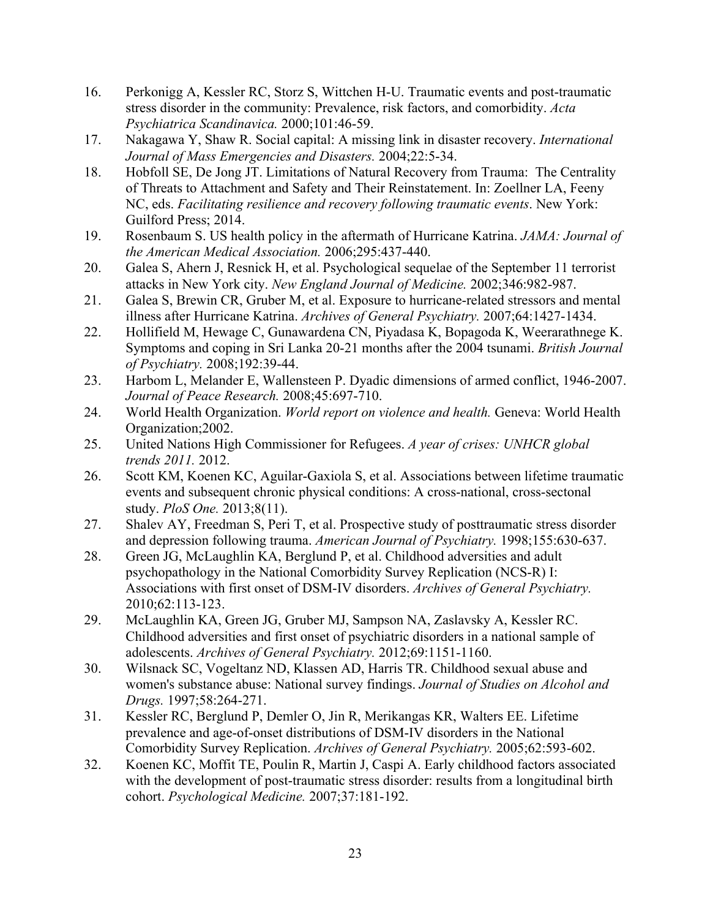16. Perkonigg A, Kessler RC, Storz S, Wittchen H-U. Traumatic events and post-traumatic stress disorder in the community: Prevalence, risk factors, and comorbidity. *Acta Psychiatrica Scandinavica.* 2000;101:46-59.
17. Nakagawa Y, Shaw R. Social capital: A missing link in disaster recovery. *International Journal of Mass Emergencies and Disasters.* 2004;22:5-34.
18. Hobfoll SE, De Jong JT. Limitations of Natural Recovery from Trauma: The Centrality of Threats to Attachment and Safety and Their Reinstatement. In: Zoellner LA, Feeny NC, eds. *Facilitating resilience and recovery following traumatic events*. New York: Guilford Press; 2014.
19. Rosenbaum S. US health policy in the aftermath of Hurricane Katrina. *JAMA: Journal of the American Medical Association.* 2006;295:437-440.
20. Galea S, Ahern J, Resnick H, et al. Psychological sequelae of the September 11 terrorist attacks in New York city. *New England Journal of Medicine.* 2002;346:982-987.
21. Galea S, Brewin CR, Gruber M, et al. Exposure to hurricane-related stressors and mental illness after Hurricane Katrina. *Archives of General Psychiatry.* 2007;64:1427-1434.
22. Hollifield M, Hewage C, Gunawardena CN, Piyadasa K, Bopagoda K, Weerarathnege K. Symptoms and coping in Sri Lanka 20-21 months after the 2004 tsunami. *British Journal of Psychiatry.* 2008;192:39-44.
23. Harbom L, Melander E, Wallensteen P. Dyadic dimensions of armed conflict, 1946-2007. *Journal of Peace Research.* 2008;45:697-710.
24. World Health Organization. *World report on violence and health.* Geneva: World Health Organization;2002.
25. United Nations High Commissioner for Refugees. *A year of crises: UNHCR global trends 2011.* 2012.
26. Scott KM, Koenen KC, Aguilar-Gaxiola S, et al. Associations between lifetime traumatic events and subsequent chronic physical conditions: A cross-national, cross-sectonal study. *PloS One.* 2013;8(11).
27. Shalev AY, Freedman S, Peri T, et al. Prospective study of posttraumatic stress disorder and depression following trauma. *American Journal of Psychiatry.* 1998;155:630-637.
28. Green JG, McLaughlin KA, Berglund P, et al. Childhood adversities and adult psychopathology in the National Comorbidity Survey Replication (NCS-R) I: Associations with first onset of DSM-IV disorders. *Archives of General Psychiatry.* 2010;62:113-123.
29. McLaughlin KA, Green JG, Gruber MJ, Sampson NA, Zaslavsky A, Kessler RC. Childhood adversities and first onset of psychiatric disorders in a national sample of adolescents. *Archives of General Psychiatry.* 2012;69:1151-1160.
30. Wilsnack SC, Vogeltanz ND, Klassen AD, Harris TR. Childhood sexual abuse and women's substance abuse: National survey findings. *Journal of Studies on Alcohol and Drugs.* 1997;58:264-271.
31. Kessler RC, Berglund P, Demler O, Jin R, Merikangas KR, Walters EE. Lifetime prevalence and age-of-onset distributions of DSM-IV disorders in the National Comorbidity Survey Replication. *Archives of General Psychiatry.* 2005;62:593-602.
32. Koenen KC, Moffit TE, Poulin R, Martin J, Caspi A. Early childhood factors associated with the development of post-traumatic stress disorder: results from a longitudinal birth cohort. *Psychological Medicine.* 2007;37:181-192.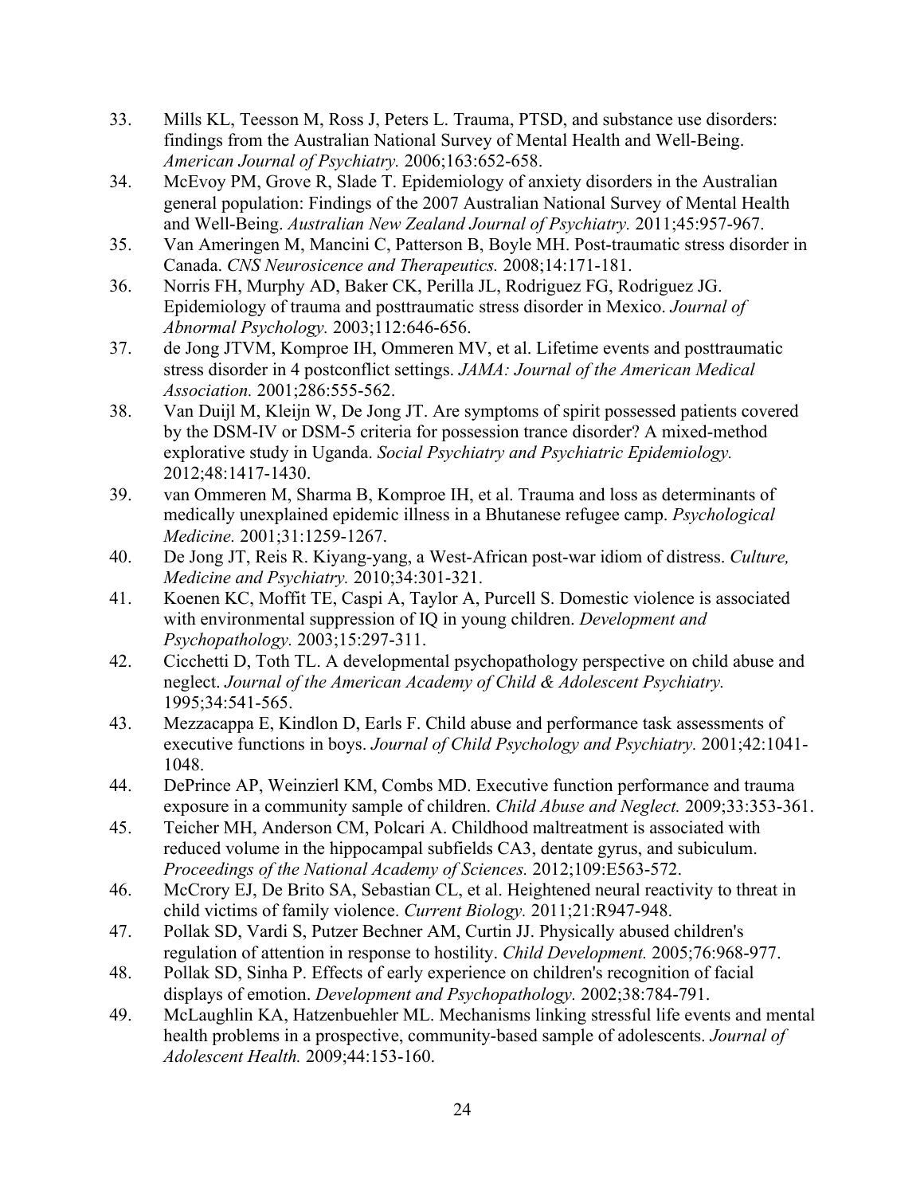33. Mills KL, Teesson M, Ross J, Peters L. Trauma, PTSD, and substance use disorders: findings from the Australian National Survey of Mental Health and Well-Being. *American Journal of Psychiatry.* 2006;163:652-658.
34. McEvoy PM, Grove R, Slade T. Epidemiology of anxiety disorders in the Australian general population: Findings of the 2007 Australian National Survey of Mental Health and Well-Being. *Australian New Zealand Journal of Psychiatry.* 2011;45:957-967.
35. Van Ameringen M, Mancini C, Patterson B, Boyle MH. Post-traumatic stress disorder in Canada. *CNS Neurosicence and Therapeutics.* 2008;14:171-181.
36. Norris FH, Murphy AD, Baker CK, Perilla JL, Rodriguez FG, Rodriguez JG. Epidemiology of trauma and posttraumatic stress disorder in Mexico. *Journal of Abnormal Psychology.* 2003;112:646-656.
37. de Jong JTVM, Komproe IH, Ommeren MV, et al. Lifetime events and posttraumatic stress disorder in 4 postconflict settings. *JAMA: Journal of the American Medical Association.* 2001;286:555-562.
38. Van Duijl M, Kleijn W, De Jong JT. Are symptoms of spirit possessed patients covered by the DSM-IV or DSM-5 criteria for possession trance disorder? A mixed-method explorative study in Uganda. *Social Psychiatry and Psychiatric Epidemiology.* 2012;48:1417-1430.
39. van Ommeren M, Sharma B, Komproe IH, et al. Trauma and loss as determinants of medically unexplained epidemic illness in a Bhutanese refugee camp. *Psychological Medicine.* 2001;31:1259-1267.
40. De Jong JT, Reis R. Kiyang-yang, a West-African post-war idiom of distress. *Culture, Medicine and Psychiatry.* 2010;34:301-321.
41. Koenen KC, Moffit TE, Caspi A, Taylor A, Purcell S. Domestic violence is associated with environmental suppression of IQ in young children. *Development and Psychopathology.* 2003;15:297-311.
42. Cicchetti D, Toth TL. A developmental psychopathology perspective on child abuse and neglect. *Journal of the American Academy of Child & Adolescent Psychiatry.* 1995;34:541-565.
43. Mezzacappa E, Kindlon D, Earls F. Child abuse and performance task assessments of executive functions in boys. *Journal of Child Psychology and Psychiatry.* 2001;42:1041-1048.
44. DePrince AP, Weinzierl KM, Combs MD. Executive function performance and trauma exposure in a community sample of children. *Child Abuse and Neglect.* 2009;33:353-361.
45. Teicher MH, Anderson CM, Polcari A. Childhood maltreatment is associated with reduced volume in the hippocampal subfields CA3, dentate gyrus, and subiculum. *Proceedings of the National Academy of Sciences.* 2012;109:E563-572.
46. McCrory EJ, De Brito SA, Sebastian CL, et al. Heightened neural reactivity to threat in child victims of family violence. *Current Biology.* 2011;21:R947-948.
47. Pollak SD, Vardi S, Putzer Bechner AM, Curtin JJ. Physically abused children's regulation of attention in response to hostility. *Child Development.* 2005;76:968-977.
48. Pollak SD, Sinha P. Effects of early experience on children's recognition of facial displays of emotion. *Development and Psychopathology.* 2002;38:784-791.
49. McLaughlin KA, Hatzenbuehler ML. Mechanisms linking stressful life events and mental health problems in a prospective, community-based sample of adolescents. *Journal of Adolescent Health.* 2009;44:153-160.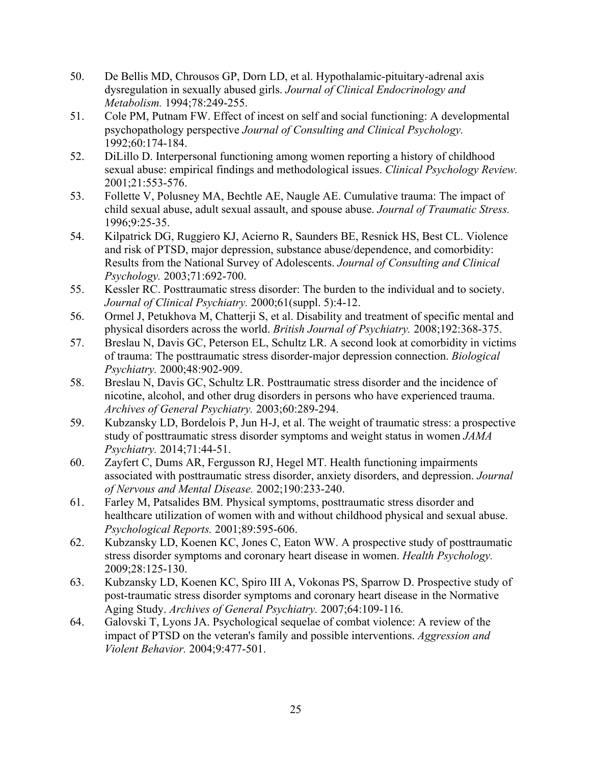50. De Bellis MD, Chrousos GP, Dorn LD, et al. Hypothalamic-pituitary-adrenal axis dysregulation in sexually abused girls. *Journal of Clinical Endocrinology and Metabolism.* 1994;78:249-255.
51. Cole PM, Putnam FW. Effect of incest on self and social functioning: A developmental psychopathology perspective *Journal of Consulting and Clinical Psychology.* 1992;60:174-184.
52. DiLillo D. Interpersonal functioning among women reporting a history of childhood sexual abuse: empirical findings and methodological issues. *Clinical Psychology Review.* 2001;21:553-576.
53. Follette V, Polusney MA, Bechtle AE, Naugle AE. Cumulative trauma: The impact of child sexual abuse, adult sexual assault, and spouse abuse. *Journal of Traumatic Stress.* 1996;9:25-35.
54. Kilpatrick DG, Ruggiero KJ, Acierno R, Saunders BE, Resnick HS, Best CL. Violence and risk of PTSD, major depression, substance abuse/dependence, and comorbidity: Results from the National Survey of Adolescents. *Journal of Consulting and Clinical Psychology.* 2003;71:692-700.
55. Kessler RC. Posttraumatic stress disorder: The burden to the individual and to society. *Journal of Clinical Psychiatry.* 2000;61(suppl. 5):4-12.
56. Ormel J, Petukhova M, Chatterji S, et al. Disability and treatment of specific mental and physical disorders across the world. *British Journal of Psychiatry.* 2008;192:368-375.
57. Breslau N, Davis GC, Peterson EL, Schultz LR. A second look at comorbidity in victims of trauma: The posttraumatic stress disorder-major depression connection. *Biological Psychiatry.* 2000;48:902-909.
58. Breslau N, Davis GC, Schultz LR. Posttraumatic stress disorder and the incidence of nicotine, alcohol, and other drug disorders in persons who have experienced trauma. *Archives of General Psychiatry.* 2003;60:289-294.
59. Kubzansky LD, Bordelois P, Jun H-J, et al. The weight of traumatic stress: a prospective study of posttraumatic stress disorder symptoms and weight status in women *JAMA Psychiatry.* 2014;71:44-51.
60. Zayfert C, Dums AR, Fergusson RJ, Hegel MT. Health functioning impairments associated with posttraumatic stress disorder, anxiety disorders, and depression. *Journal of Nervous and Mental Disease.* 2002;190:233-240.
61. Farley M, Patsalides BM. Physical symptoms, posttraumatic stress disorder and healthcare utilization of women with and without childhood physical and sexual abuse. *Psychological Reports.* 2001;89:595-606.
62. Kubzansky LD, Koenen KC, Jones C, Eaton WW. A prospective study of posttraumatic stress disorder symptoms and coronary heart disease in women. *Health Psychology.* 2009;28:125-130.
63. Kubzansky LD, Koenen KC, Spiro III A, Vokonas PS, Sparrow D. Prospective study of post-traumatic stress disorder symptoms and coronary heart disease in the Normative Aging Study. *Archives of General Psychiatry.* 2007;64:109-116.
64. Galovski T, Lyons JA. Psychological sequelae of combat violence: A review of the impact of PTSD on the veteran's family and possible interventions. *Aggression and Violent Behavior.* 2004;9:477-501.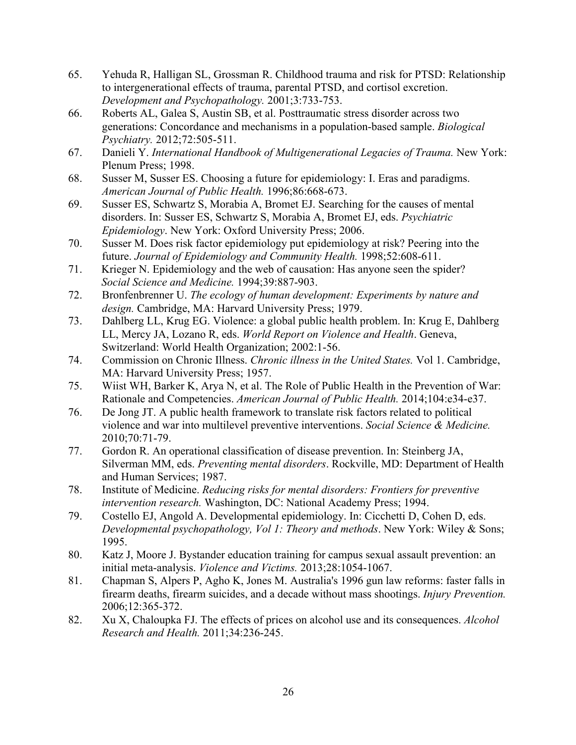65. Yehuda R, Halligan SL, Grossman R. Childhood trauma and risk for PTSD: Relationship to intergenerational effects of trauma, parental PTSD, and cortisol excretion. *Development and Psychopathology.* 2001;3:733-753.
66. Roberts AL, Galea S, Austin SB, et al. Posttraumatic stress disorder across two generations: Concordance and mechanisms in a population-based sample. *Biological Psychiatry.* 2012;72:505-511.
67. Danieli Y. *International Handbook of Multigenerational Legacies of Trauma.* New York: Plenum Press; 1998.
68. Susser M, Susser ES. Choosing a future for epidemiology: I. Eras and paradigms. *American Journal of Public Health.* 1996;86:668-673.
69. Susser ES, Schwartz S, Morabia A, Bromet EJ. Searching for the causes of mental disorders. In: Susser ES, Schwartz S, Morabia A, Bromet EJ, eds. *Psychiatric Epidemiology*. New York: Oxford University Press; 2006.
70. Susser M. Does risk factor epidemiology put epidemiology at risk? Peering into the future. *Journal of Epidemiology and Community Health.* 1998;52:608-611.
71. Krieger N. Epidemiology and the web of causation: Has anyone seen the spider? *Social Science and Medicine.* 1994;39:887-903.
72. Bronfenbrenner U. *The ecology of human development: Experiments by nature and design.* Cambridge, MA: Harvard University Press; 1979.
73. Dahlberg LL, Krug EG. Violence: a global public health problem. In: Krug E, Dahlberg LL, Mercy JA, Lozano R, eds. *World Report on Violence and Health*. Geneva, Switzerland: World Health Organization; 2002:1-56.
74. Commission on Chronic Illness. *Chronic illness in the United States.* Vol 1. Cambridge, MA: Harvard University Press; 1957.
75. Wiist WH, Barker K, Arya N, et al. The Role of Public Health in the Prevention of War: Rationale and Competencies. *American Journal of Public Health.* 2014;104:e34-e37.
76. De Jong JT. A public health framework to translate risk factors related to political violence and war into multilevel preventive interventions. *Social Science & Medicine.* 2010;70:71-79.
77. Gordon R. An operational classification of disease prevention. In: Steinberg JA, Silverman MM, eds. *Preventing mental disorders*. Rockville, MD: Department of Health and Human Services; 1987.
78. Institute of Medicine. *Reducing risks for mental disorders: Frontiers for preventive intervention research.* Washington, DC: National Academy Press; 1994.
79. Costello EJ, Angold A. Developmental epidemiology. In: Cicchetti D, Cohen D, eds. *Developmental psychopathology, Vol 1: Theory and methods*. New York: Wiley & Sons; 1995.
80. Katz J, Moore J. Bystander education training for campus sexual assault prevention: an initial meta-analysis. *Violence and Victims.* 2013;28:1054-1067.
81. Chapman S, Alpers P, Agho K, Jones M. Australia's 1996 gun law reforms: faster falls in firearm deaths, firearm suicides, and a decade without mass shootings. *Injury Prevention.* 2006;12:365-372.
82. Xu X, Chaloupka FJ. The effects of prices on alcohol use and its consequences. *Alcohol Research and Health.* 2011;34:236-245.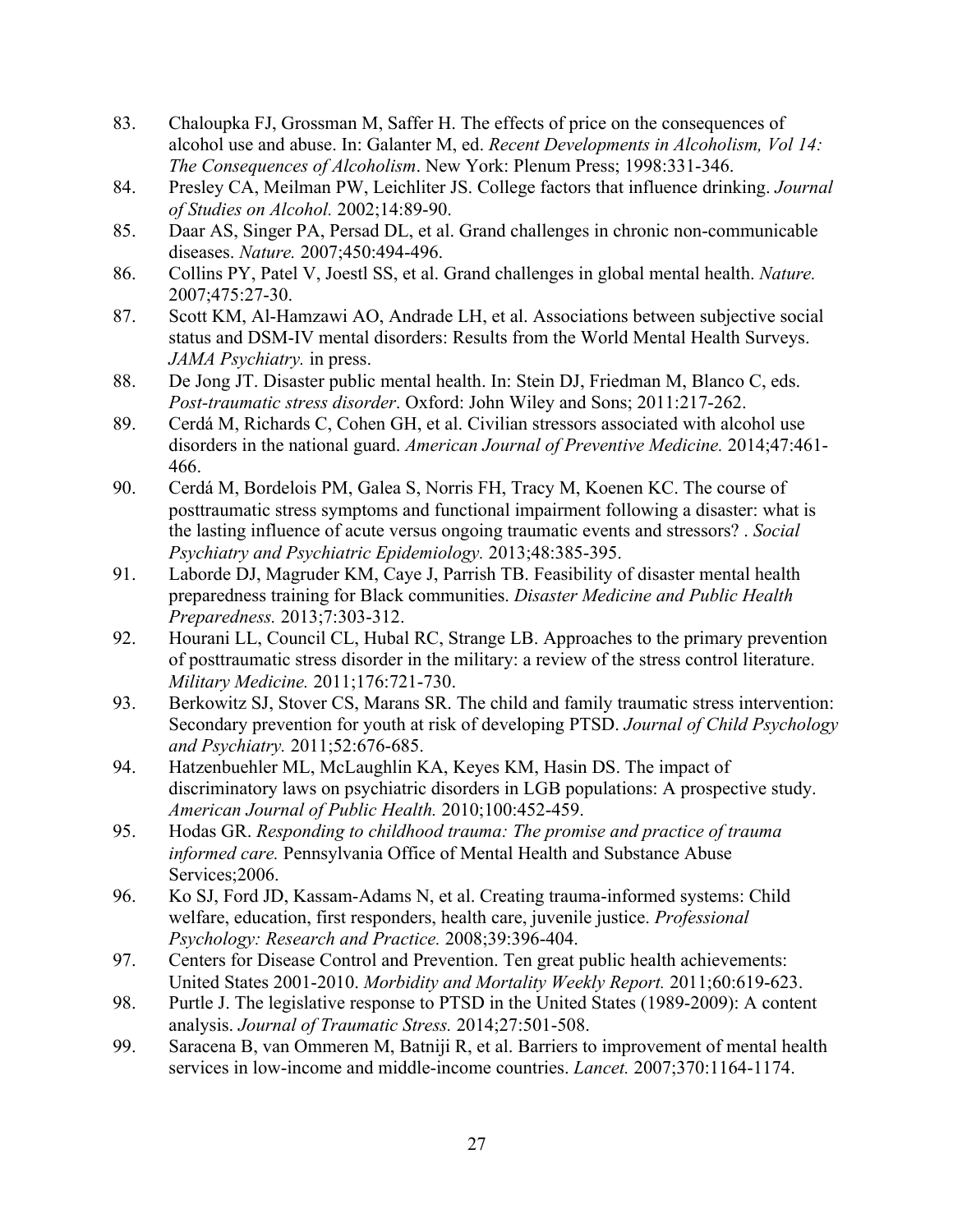83. Chaloupka FJ, Grossman M, Saffer H. The effects of price on the consequences of alcohol use and abuse. In: Galanter M, ed. *Recent Developments in Alcoholism, Vol 14: The Consequences of Alcoholism*. New York: Plenum Press; 1998:331-346.
84. Presley CA, Meilman PW, Leichliter JS. College factors that influence drinking. *Journal of Studies on Alcohol.* 2002;14:89-90.
85. Daar AS, Singer PA, Persad DL, et al. Grand challenges in chronic non-communicable diseases. *Nature.* 2007;450:494-496.
86. Collins PY, Patel V, Joestl SS, et al. Grand challenges in global mental health. *Nature.* 2007;475:27-30.
87. Scott KM, Al-Hamzawi AO, Andrade LH, et al. Associations between subjective social status and DSM-IV mental disorders: Results from the World Mental Health Surveys. *JAMA Psychiatry.* in press.
88. De Jong JT. Disaster public mental health. In: Stein DJ, Friedman M, Blanco C, eds. *Post-traumatic stress disorder*. Oxford: John Wiley and Sons; 2011:217-262.
89. Cerdá M, Richards C, Cohen GH, et al. Civilian stressors associated with alcohol use disorders in the national guard. *American Journal of Preventive Medicine.* 2014;47:461-466.
90. Cerdá M, Bordelois PM, Galea S, Norris FH, Tracy M, Koenen KC. The course of posttraumatic stress symptoms and functional impairment following a disaster: what is the lasting influence of acute versus ongoing traumatic events and stressors? . *Social Psychiatry and Psychiatric Epidemiology.* 2013;48:385-395.
91. Laborde DJ, Magruder KM, Caye J, Parrish TB. Feasibility of disaster mental health preparedness training for Black communities. *Disaster Medicine and Public Health Preparedness.* 2013;7:303-312.
92. Hourani LL, Council CL, Hubal RC, Strange LB. Approaches to the primary prevention of posttraumatic stress disorder in the military: a review of the stress control literature. *Military Medicine.* 2011;176:721-730.
93. Berkowitz SJ, Stover CS, Marans SR. The child and family traumatic stress intervention: Secondary prevention for youth at risk of developing PTSD. *Journal of Child Psychology and Psychiatry.* 2011;52:676-685.
94. Hatzenbuehler ML, McLaughlin KA, Keyes KM, Hasin DS. The impact of discriminatory laws on psychiatric disorders in LGB populations: A prospective study. *American Journal of Public Health.* 2010;100:452-459.
95. Hodas GR. *Responding to childhood trauma: The promise and practice of trauma informed care.* Pennsylvania Office of Mental Health and Substance Abuse Services;2006.
96. Ko SJ, Ford JD, Kassam-Adams N, et al. Creating trauma-informed systems: Child welfare, education, first responders, health care, juvenile justice. *Professional Psychology: Research and Practice.* 2008;39:396-404.
97. Centers for Disease Control and Prevention. Ten great public health achievements: United States 2001-2010. *Morbidity and Mortality Weekly Report.* 2011;60:619-623.
98. Purtle J. The legislative response to PTSD in the United States (1989-2009): A content analysis. *Journal of Traumatic Stress.* 2014;27:501-508.
99. Saracena B, van Ommeren M, Batniji R, et al. Barriers to improvement of mental health services in low-income and middle-income countries. *Lancet.* 2007;370:1164-1174.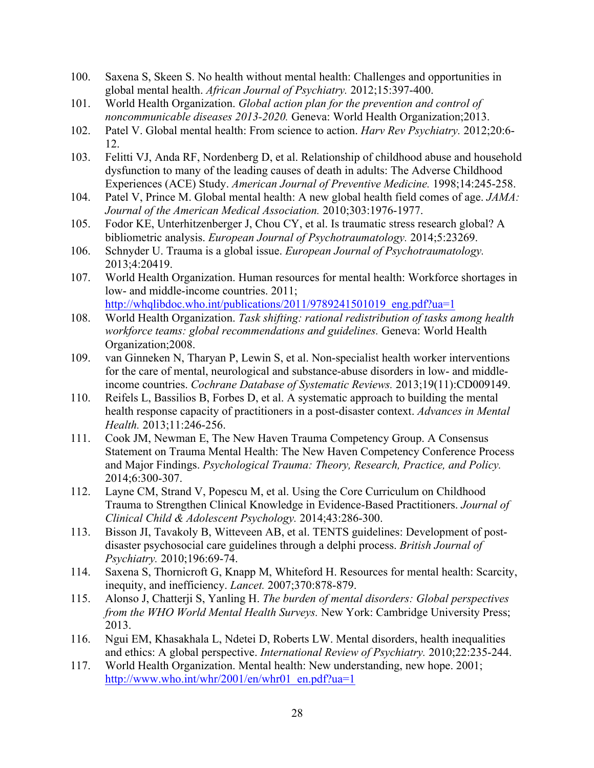100. Saxena S, Skeen S. No health without mental health: Challenges and opportunities in global mental health. *African Journal of Psychiatry.* 2012;15:397-400.
101. World Health Organization. *Global action plan for the prevention and control of noncommunicable diseases 2013-2020.* Geneva: World Health Organization;2013.
102. Patel V. Global mental health: From science to action. *Harv Rev Psychiatry.* 2012;20:6-12.
103. Felitti VJ, Anda RF, Nordenberg D, et al. Relationship of childhood abuse and household dysfunction to many of the leading causes of death in adults: The Adverse Childhood Experiences (ACE) Study. *American Journal of Preventive Medicine.* 1998;14:245-258.
104. Patel V, Prince M. Global mental health: A new global health field comes of age. *JAMA: Journal of the American Medical Association.* 2010;303:1976-1977.
105. Fodor KE, Unterhitzenberger J, Chou CY, et al. Is traumatic stress research global? A bibliometric analysis. *European Journal of Psychotraumatology.* 2014;5:23269.
106. Schnyder U. Trauma is a global issue. *European Journal of Psychotraumatology.* 2013;4:20419.
107. World Health Organization. Human resources for mental health: Workforce shortages in low- and middle-income countries. 2011; http://whqlibdoc.who.int/publications/2011/9789241501019_eng.pdf?ua=1
108. World Health Organization. *Task shifting: rational redistribution of tasks among health workforce teams: global recommendations and guidelines.* Geneva: World Health Organization;2008.
109. van Ginneken N, Tharyan P, Lewin S, et al. Non-specialist health worker interventions for the care of mental, neurological and substance-abuse disorders in low- and middle-income countries. *Cochrane Database of Systematic Reviews.* 2013;19(11):CD009149.
110. Reifels L, Bassilios B, Forbes D, et al. A systematic approach to building the mental health response capacity of practitioners in a post-disaster context. *Advances in Mental Health.* 2013;11:246-256.
111. Cook JM, Newman E, The New Haven Trauma Competency Group. A Consensus Statement on Trauma Mental Health: The New Haven Competency Conference Process and Major Findings. *Psychological Trauma: Theory, Research, Practice, and Policy.* 2014;6:300-307.
112. Layne CM, Strand V, Popescu M, et al. Using the Core Curriculum on Childhood Trauma to Strengthen Clinical Knowledge in Evidence-Based Practitioners. *Journal of Clinical Child & Adolescent Psychology.* 2014;43:286-300.
113. Bisson JI, Tavakoly B, Witteveen AB, et al. TENTS guidelines: Development of post-disaster psychosocial care guidelines through a delphi process. *British Journal of Psychiatry.* 2010;196:69-74.
114. Saxena S, Thornicroft G, Knapp M, Whiteford H. Resources for mental health: Scarcity, inequity, and inefficiency. *Lancet.* 2007;370:878-879.
115. Alonso J, Chatterji S, Yanling H. *The burden of mental disorders: Global perspectives from the WHO World Mental Health Surveys.* New York: Cambridge University Press; 2013.
116. Ngui EM, Khasakhala L, Ndetei D, Roberts LW. Mental disorders, health inequalities and ethics: A global perspective. *International Review of Psychiatry.* 2010;22:235-244.
117. World Health Organization. Mental health: New understanding, new hope. 2001; http://www.who.int/whr/2001/en/whr01_en.pdf?ua=1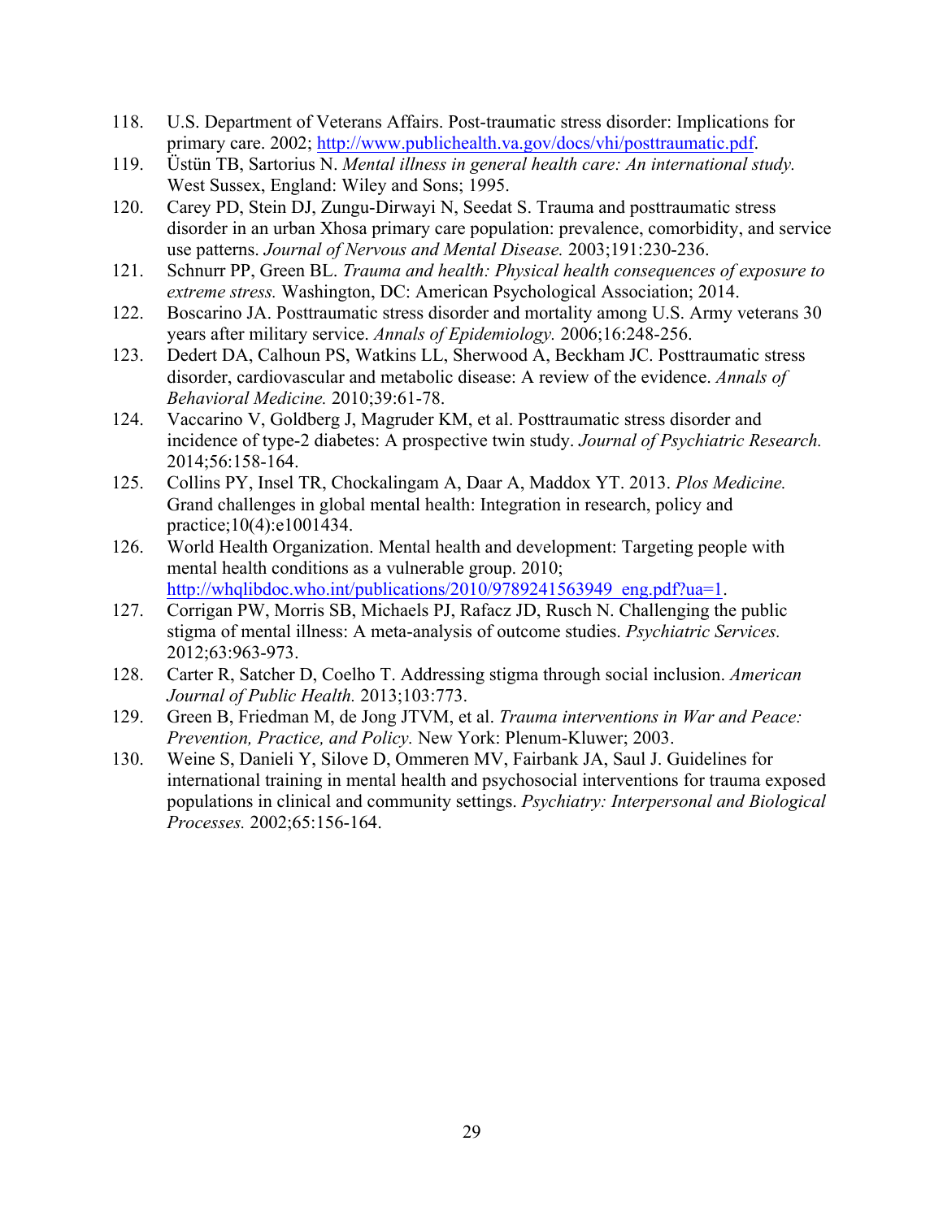118. U.S. Department of Veterans Affairs. Post-traumatic stress disorder: Implications for primary care. 2002; http://www.publichealth.va.gov/docs/vhi/posttraumatic.pdf.
119. Üstün TB, Sartorius N. *Mental illness in general health care: An international study.* West Sussex, England: Wiley and Sons; 1995.
120. Carey PD, Stein DJ, Zungu-Dirwayi N, Seedat S. Trauma and posttraumatic stress disorder in an urban Xhosa primary care population: prevalence, comorbidity, and service use patterns. *Journal of Nervous and Mental Disease.* 2003;191:230-236.
121. Schnurr PP, Green BL. *Trauma and health: Physical health consequences of exposure to extreme stress.* Washington, DC: American Psychological Association; 2014.
122. Boscarino JA. Posttraumatic stress disorder and mortality among U.S. Army veterans 30 years after military service. *Annals of Epidemiology.* 2006;16:248-256.
123. Dedert DA, Calhoun PS, Watkins LL, Sherwood A, Beckham JC. Posttraumatic stress disorder, cardiovascular and metabolic disease: A review of the evidence. *Annals of Behavioral Medicine.* 2010;39:61-78.
124. Vaccarino V, Goldberg J, Magruder KM, et al. Posttraumatic stress disorder and incidence of type-2 diabetes: A prospective twin study. *Journal of Psychiatric Research.* 2014;56:158-164.
125. Collins PY, Insel TR, Chockalingam A, Daar A, Maddox YT. 2013. *Plos Medicine.* Grand challenges in global mental health: Integration in research, policy and practice;10(4):e1001434.
126. World Health Organization. Mental health and development: Targeting people with mental health conditions as a vulnerable group. 2010; http://whqlibdoc.who.int/publications/2010/9789241563949_eng.pdf?ua=1.
127. Corrigan PW, Morris SB, Michaels PJ, Rafacz JD, Rusch N. Challenging the public stigma of mental illness: A meta-analysis of outcome studies. *Psychiatric Services.* 2012;63:963-973.
128. Carter R, Satcher D, Coelho T. Addressing stigma through social inclusion. *American Journal of Public Health.* 2013;103:773.
129. Green B, Friedman M, de Jong JTVM, et al. *Trauma interventions in War and Peace: Prevention, Practice, and Policy.* New York: Plenum-Kluwer; 2003.
130. Weine S, Danieli Y, Silove D, Ommeren MV, Fairbank JA, Saul J. Guidelines for international training in mental health and psychosocial interventions for trauma exposed populations in clinical and community settings. *Psychiatry: Interpersonal and Biological Processes.* 2002;65:156-164.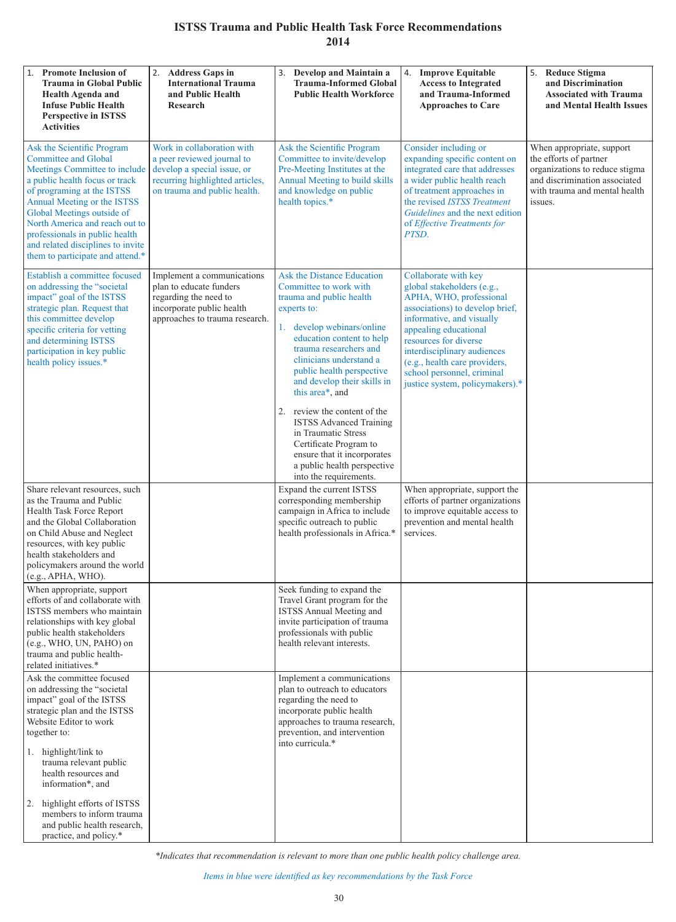# ISTSS Trauma and Public Health Task Force Recommendations 2014

| 1. Promote Inclusion of Trauma in Global Public Health Agenda and Infuse Public Health Perspective in ISTSS Activities | 2. Address Gaps in International Trauma and Public Health Research | 3. Develop and Maintain a Trauma-Informed Global Public Health Workforce | 4. Improve Equitable Access to Integrated and Trauma-Informed Approaches to Care | 5. Reduce Stigma and Discrimination Associated with Trauma and Mental Health Issues |
|---|---|---|---|---|
| Ask the Scientific Program Committee and Global Meetings Committee to include a public health focus or track of programing at the ISTSS Annual Meeting or the ISTSS Global Meetings outside of North America and reach out to professionals in public health and related disciplines to invite them to participate and attend.* | Work in collaboration with a peer reviewed journal to develop a special issue, or recurring highlighted articles, on trauma and public health. | Ask the Scientific Program Committee to invite/develop Pre-Meeting Institutes at the Annual Meeting to build skills and knowledge on public health topics.* | Consider including or expanding specific content on integrated care that addresses a wider public health reach of treatment approaches in the revised *ISTSS Treatment Guidelines* and the next edition of *Effective Treatments for PTSD*. | When appropriate, support the efforts of partner organizations to reduce stigma and discrimination associated with trauma and mental health issues. |
| Establish a committee focused on addressing the "societal impact" goal of the ISTSS strategic plan. Request that this committee develop specific criteria for vetting and determining ISTSS participation in key public health policy issues.* | Implement a communications plan to educate funders regarding the need to incorporate public health approaches to trauma research. | Ask the Distance Education Committee to work with trauma and public health experts to:<br>1. develop webinars/online education content to help trauma researchers and clinicians understand a public health perspective and develop their skills in this area*, and<br>2. review the content of the ISTSS Advanced Training in Traumatic Stress Certificate Program to ensure that it incorporates a public health perspective into the requirements. | Collaborate with key global stakeholders (e.g., APHA, WHO, professional associations) to develop brief, informative, and visually appealing educational resources for diverse interdisciplinary audiences (e.g., health care providers, school personnel, criminal justice system, policymakers).* | |
| Share relevant resources, such as the Trauma and Public Health Task Force Report and the Global Collaboration on Child Abuse and Neglect resources, with key public health stakeholders and policymakers around the world (e.g., APHA, WHO). | | Expand the current ISTSS corresponding membership campaign in Africa to include specific outreach to public health professionals in Africa.* | When appropriate, support the efforts of partner organizations to improve equitable access to prevention and mental health services. | |
| When appropriate, support efforts of and collaborate with ISTSS members who maintain relationships with key global public health stakeholders (e.g., WHO, UN, PAHO) on trauma and public health-related initiatives.* | | Seek funding to expand the Travel Grant program for the ISTSS Annual Meeting and invite participation of trauma professionals with public health relevant interests. | | |
| Ask the committee focused on addressing the "societal impact" goal of the ISTSS strategic plan and the ISTSS Website Editor to work together to:<br>1. highlight/link to trauma relevant public health resources and information*, and<br>2. highlight efforts of ISTSS members to inform trauma and public health research, practice, and policy.* | | Implement a communications plan to outreach to educators regarding the need to incorporate public health approaches to trauma research, prevention, and intervention into curricula.* | | |

*\*Indicates that recommendation is relevant to more than one public health policy challenge area.*

*Items in blue were identified as key recommendations by the Task Force*